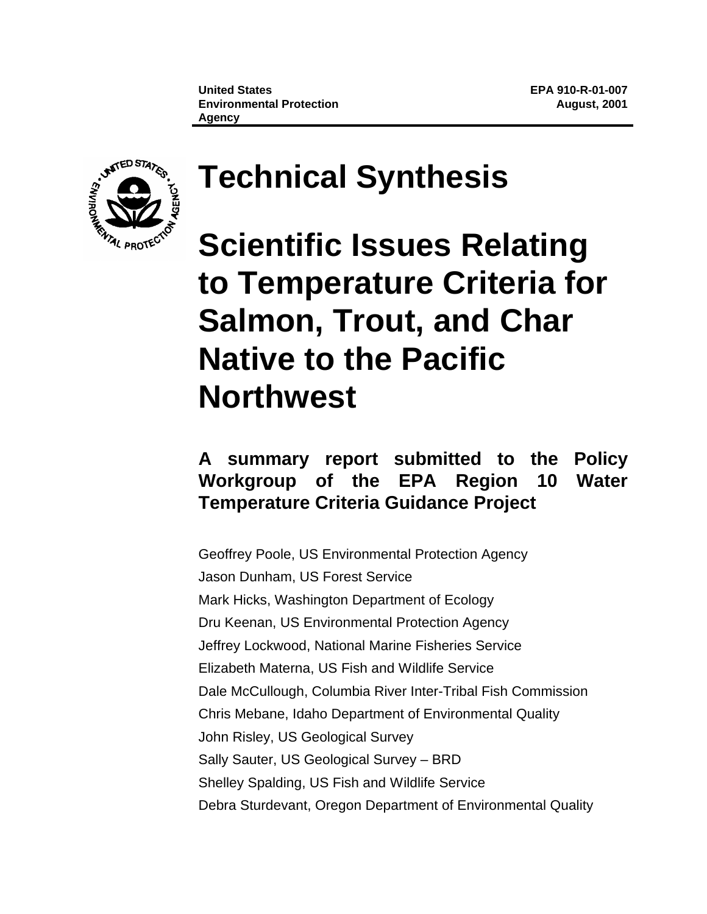United States Environmental Protection Agency

EPA 910-R-01-007
August, 2001

# Technical Synthesis

# Scientific Issues Relating to Temperature Criteria for Salmon, Trout, and Char Native to the Pacific Northwest

## A summary report submitted to the Policy Workgroup of the EPA Region 10 Water Temperature Criteria Guidance Project

Geoffrey Poole, US Environmental Protection Agency
Jason Dunham, US Forest Service
Mark Hicks, Washington Department of Ecology
Dru Keenan, US Environmental Protection Agency
Jeffrey Lockwood, National Marine Fisheries Service
Elizabeth Materna, US Fish and Wildlife Service
Dale McCullough, Columbia River Inter-Tribal Fish Commission
Chris Mebane, Idaho Department of Environmental Quality
John Risley, US Geological Survey
Sally Sauter, US Geological Survey – BRD
Shelley Spalding, US Fish and Wildlife Service
Debra Sturdevant, Oregon Department of Environmental Quality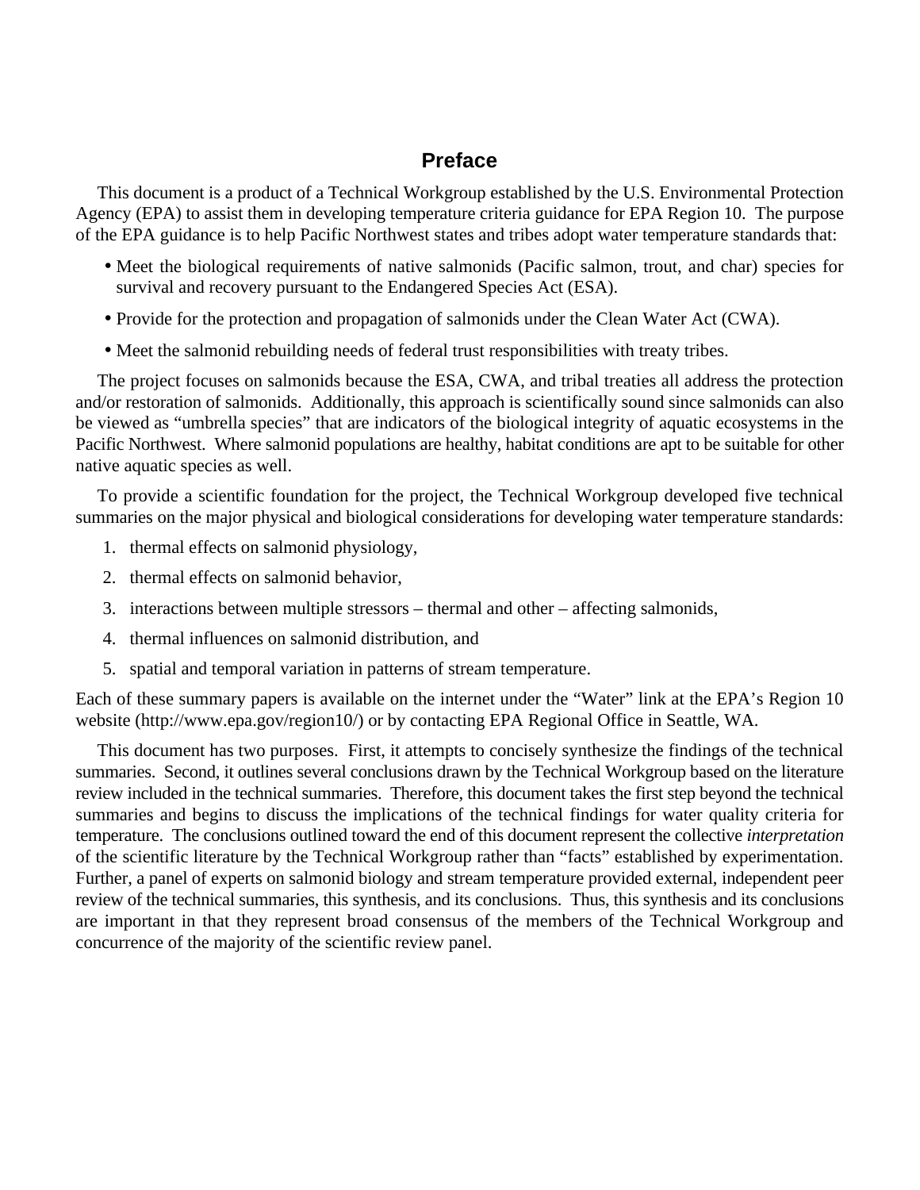# Preface

This document is a product of a Technical Workgroup established by the U.S. Environmental Protection Agency (EPA) to assist them in developing temperature criteria guidance for EPA Region 10. The purpose of the EPA guidance is to help Pacific Northwest states and tribes adopt water temperature standards that:

- Meet the biological requirements of native salmonids (Pacific salmon, trout, and char) species for survival and recovery pursuant to the Endangered Species Act (ESA).
- Provide for the protection and propagation of salmonids under the Clean Water Act (CWA).
- Meet the salmonid rebuilding needs of federal trust responsibilities with treaty tribes.

The project focuses on salmonids because the ESA, CWA, and tribal treaties all address the protection and/or restoration of salmonids. Additionally, this approach is scientifically sound since salmonids can also be viewed as "umbrella species" that are indicators of the biological integrity of aquatic ecosystems in the Pacific Northwest. Where salmonid populations are healthy, habitat conditions are apt to be suitable for other native aquatic species as well.

To provide a scientific foundation for the project, the Technical Workgroup developed five technical summaries on the major physical and biological considerations for developing water temperature standards:

1. thermal effects on salmonid physiology,
2. thermal effects on salmonid behavior,
3. interactions between multiple stressors – thermal and other – affecting salmonids,
4. thermal influences on salmonid distribution, and
5. spatial and temporal variation in patterns of stream temperature.

Each of these summary papers is available on the internet under the "Water" link at the EPA's Region 10 website (http://www.epa.gov/region10/) or by contacting EPA Regional Office in Seattle, WA.

This document has two purposes. First, it attempts to concisely synthesize the findings of the technical summaries. Second, it outlines several conclusions drawn by the Technical Workgroup based on the literature review included in the technical summaries. Therefore, this document takes the first step beyond the technical summaries and begins to discuss the implications of the technical findings for water quality criteria for temperature. The conclusions outlined toward the end of this document represent the collective *interpretation* of the scientific literature by the Technical Workgroup rather than "facts" established by experimentation. Further, a panel of experts on salmonid biology and stream temperature provided external, independent peer review of the technical summaries, this synthesis, and its conclusions. Thus, this synthesis and its conclusions are important in that they represent broad consensus of the members of the Technical Workgroup and concurrence of the majority of the scientific review panel.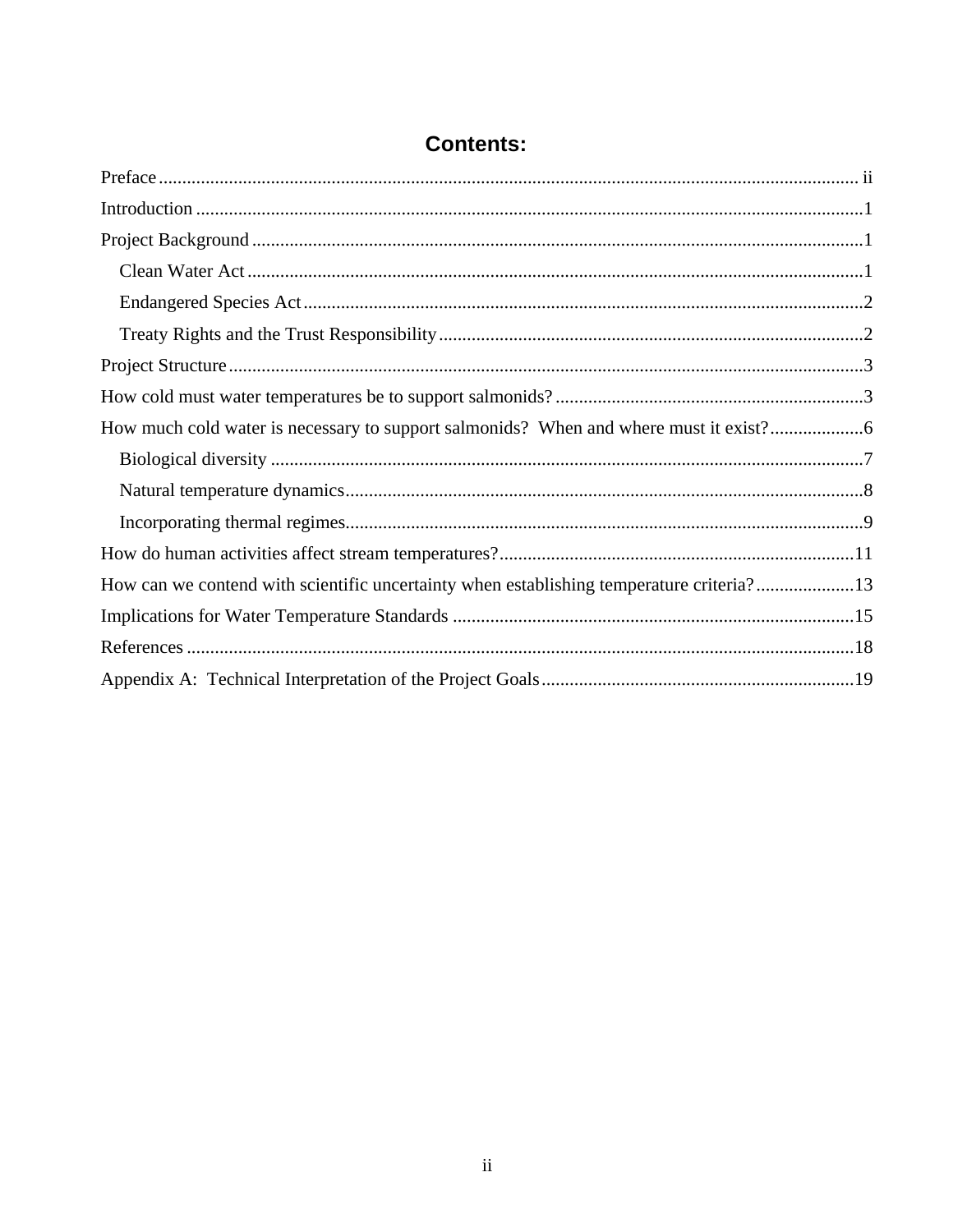# Contents:

Preface ..... ii

Introduction ..... 1

Project Background ..... 1

- Clean Water Act ..... 1
- Endangered Species Act ..... 2
- Treaty Rights and the Trust Responsibility ..... 2

Project Structure ..... 3

How cold must water temperatures be to support salmonids? ..... 3

How much cold water is necessary to support salmonids? When and where must it exist? ..... 6

- Biological diversity ..... 7
- Natural temperature dynamics ..... 8
- Incorporating thermal regimes ..... 9

How do human activities affect stream temperatures? ..... 11

How can we contend with scientific uncertainty when establishing temperature criteria? ..... 13

Implications for Water Temperature Standards ..... 15

References ..... 18

Appendix A: Technical Interpretation of the Project Goals ..... 19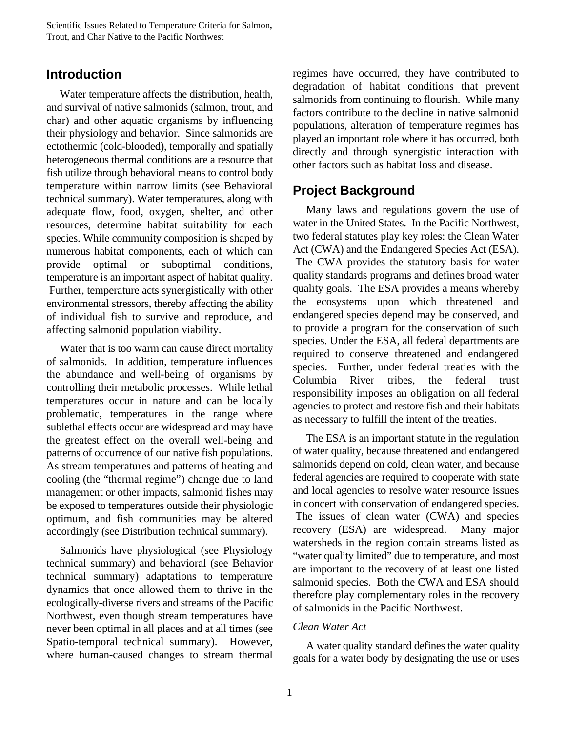## Introduction

Water temperature affects the distribution, health, and survival of native salmonids (salmon, trout, and char) and other aquatic organisms by influencing their physiology and behavior. Since salmonids are ectothermic (cold-blooded), temporally and spatially heterogeneous thermal conditions are a resource that fish utilize through behavioral means to control body temperature within narrow limits (see Behavioral technical summary). Water temperatures, along with adequate flow, food, oxygen, shelter, and other resources, determine habitat suitability for each species. While community composition is shaped by numerous habitat components, each of which can provide optimal or suboptimal conditions, temperature is an important aspect of habitat quality. Further, temperature acts synergistically with other environmental stressors, thereby affecting the ability of individual fish to survive and reproduce, and affecting salmonid population viability.

Water that is too warm can cause direct mortality of salmonids. In addition, temperature influences the abundance and well-being of organisms by controlling their metabolic processes. While lethal temperatures occur in nature and can be locally problematic, temperatures in the range where sublethal effects occur are widespread and may have the greatest effect on the overall well-being and patterns of occurrence of our native fish populations. As stream temperatures and patterns of heating and cooling (the "thermal regime") change due to land management or other impacts, salmonid fishes may be exposed to temperatures outside their physiologic optimum, and fish communities may be altered accordingly (see Distribution technical summary).

Salmonids have physiological (see Physiology technical summary) and behavioral (see Behavior technical summary) adaptations to temperature dynamics that once allowed them to thrive in the ecologically-diverse rivers and streams of the Pacific Northwest, even though stream temperatures have never been optimal in all places and at all times (see Spatio-temporal technical summary). However, where human-caused changes to stream thermal regimes have occurred, they have contributed to degradation of habitat conditions that prevent salmonids from continuing to flourish. While many factors contribute to the decline in native salmonid populations, alteration of temperature regimes has played an important role where it has occurred, both directly and through synergistic interaction with other factors such as habitat loss and disease.

## Project Background

Many laws and regulations govern the use of water in the United States. In the Pacific Northwest, two federal statutes play key roles: the Clean Water Act (CWA) and the Endangered Species Act (ESA). The CWA provides the statutory basis for water quality standards programs and defines broad water quality goals. The ESA provides a means whereby the ecosystems upon which threatened and endangered species depend may be conserved, and to provide a program for the conservation of such species. Under the ESA, all federal departments are required to conserve threatened and endangered species. Further, under federal treaties with the Columbia River tribes, the federal trust responsibility imposes an obligation on all federal agencies to protect and restore fish and their habitats as necessary to fulfill the intent of the treaties.

The ESA is an important statute in the regulation of water quality, because threatened and endangered salmonids depend on cold, clean water, and because federal agencies are required to cooperate with state and local agencies to resolve water resource issues in concert with conservation of endangered species. The issues of clean water (CWA) and species recovery (ESA) are widespread. Many major watersheds in the region contain streams listed as "water quality limited" due to temperature, and most are important to the recovery of at least one listed salmonid species. Both the CWA and ESA should therefore play complementary roles in the recovery of salmonids in the Pacific Northwest.

### *Clean Water Act*

A water quality standard defines the water quality goals for a water body by designating the use or uses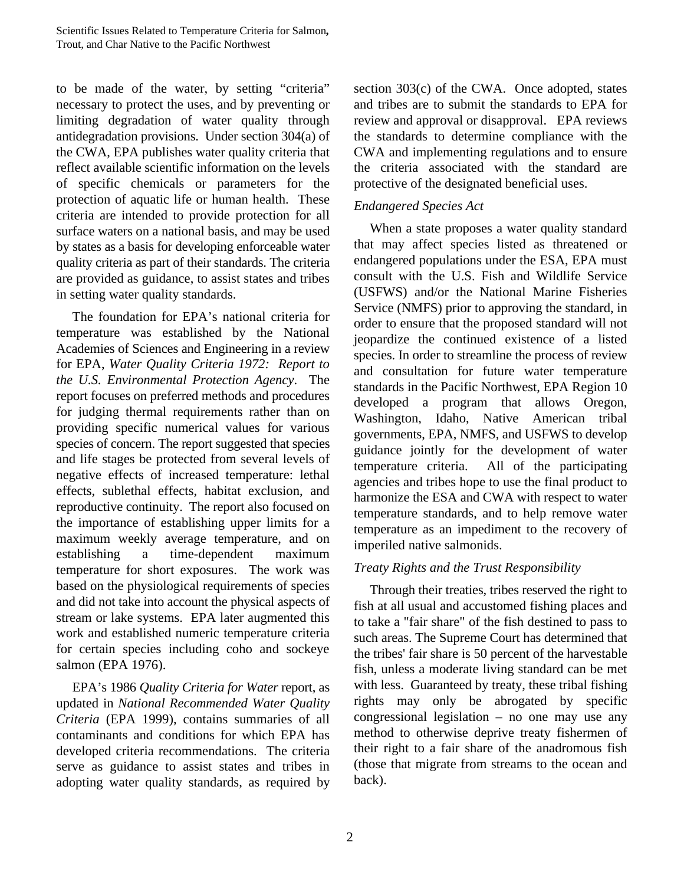to be made of the water, by setting "criteria" necessary to protect the uses, and by preventing or limiting degradation of water quality through antidegradation provisions. Under section 304(a) of the CWA, EPA publishes water quality criteria that reflect available scientific information on the levels of specific chemicals or parameters for the protection of aquatic life or human health. These criteria are intended to provide protection for all surface waters on a national basis, and may be used by states as a basis for developing enforceable water quality criteria as part of their standards. The criteria are provided as guidance, to assist states and tribes in setting water quality standards.

The foundation for EPA's national criteria for temperature was established by the National Academies of Sciences and Engineering in a review for EPA, *Water Quality Criteria 1972: Report to the U.S. Environmental Protection Agency*. The report focuses on preferred methods and procedures for judging thermal requirements rather than on providing specific numerical values for various species of concern. The report suggested that species and life stages be protected from several levels of negative effects of increased temperature: lethal effects, sublethal effects, habitat exclusion, and reproductive continuity. The report also focused on the importance of establishing upper limits for a maximum weekly average temperature, and on establishing a time-dependent maximum temperature for short exposures. The work was based on the physiological requirements of species and did not take into account the physical aspects of stream or lake systems. EPA later augmented this work and established numeric temperature criteria for certain species including coho and sockeye salmon (EPA 1976).

EPA's 1986 *Quality Criteria for Water* report, as updated in *National Recommended Water Quality Criteria* (EPA 1999), contains summaries of all contaminants and conditions for which EPA has developed criteria recommendations. The criteria serve as guidance to assist states and tribes in adopting water quality standards, as required by section 303(c) of the CWA. Once adopted, states and tribes are to submit the standards to EPA for review and approval or disapproval. EPA reviews the standards to determine compliance with the CWA and implementing regulations and to ensure the criteria associated with the standard are protective of the designated beneficial uses.

### *Endangered Species Act*

When a state proposes a water quality standard that may affect species listed as threatened or endangered populations under the ESA, EPA must consult with the U.S. Fish and Wildlife Service (USFWS) and/or the National Marine Fisheries Service (NMFS) prior to approving the standard, in order to ensure that the proposed standard will not jeopardize the continued existence of a listed species. In order to streamline the process of review and consultation for future water temperature standards in the Pacific Northwest, EPA Region 10 developed a program that allows Oregon, Washington, Idaho, Native American tribal governments, EPA, NMFS, and USFWS to develop guidance jointly for the development of water temperature criteria. All of the participating agencies and tribes hope to use the final product to harmonize the ESA and CWA with respect to water temperature standards, and to help remove water temperature as an impediment to the recovery of imperiled native salmonids.

### *Treaty Rights and the Trust Responsibility*

Through their treaties, tribes reserved the right to fish at all usual and accustomed fishing places and to take a "fair share" of the fish destined to pass to such areas. The Supreme Court has determined that the tribes' fair share is 50 percent of the harvestable fish, unless a moderate living standard can be met with less. Guaranteed by treaty, these tribal fishing rights may only be abrogated by specific congressional legislation – no one may use any method to otherwise deprive treaty fishermen of their right to a fair share of the anadromous fish (those that migrate from streams to the ocean and back).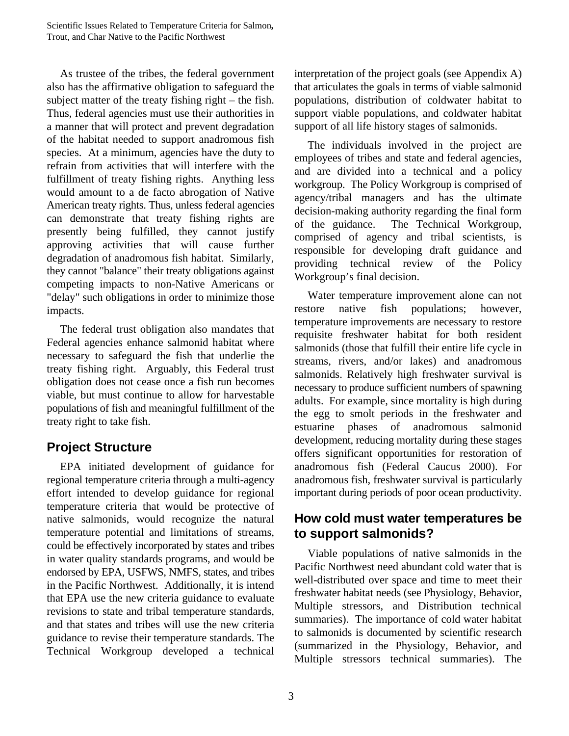As trustee of the tribes, the federal government also has the affirmative obligation to safeguard the subject matter of the treaty fishing right – the fish. Thus, federal agencies must use their authorities in a manner that will protect and prevent degradation of the habitat needed to support anadromous fish species. At a minimum, agencies have the duty to refrain from activities that will interfere with the fulfillment of treaty fishing rights. Anything less would amount to a de facto abrogation of Native American treaty rights. Thus, unless federal agencies can demonstrate that treaty fishing rights are presently being fulfilled, they cannot justify approving activities that will cause further degradation of anadromous fish habitat. Similarly, they cannot "balance" their treaty obligations against competing impacts to non-Native Americans or "delay" such obligations in order to minimize those impacts.

The federal trust obligation also mandates that Federal agencies enhance salmonid habitat where necessary to safeguard the fish that underlie the treaty fishing right. Arguably, this Federal trust obligation does not cease once a fish run becomes viable, but must continue to allow for harvestable populations of fish and meaningful fulfillment of the treaty right to take fish.

## Project Structure

EPA initiated development of guidance for regional temperature criteria through a multi-agency effort intended to develop guidance for regional temperature criteria that would be protective of native salmonids, would recognize the natural temperature potential and limitations of streams, could be effectively incorporated by states and tribes in water quality standards programs, and would be endorsed by EPA, USFWS, NMFS, states, and tribes in the Pacific Northwest. Additionally, it is intend that EPA use the new criteria guidance to evaluate revisions to state and tribal temperature standards, and that states and tribes will use the new criteria guidance to revise their temperature standards. The Technical Workgroup developed a technical interpretation of the project goals (see Appendix A) that articulates the goals in terms of viable salmonid populations, distribution of coldwater habitat to support viable populations, and coldwater habitat support of all life history stages of salmonids.

The individuals involved in the project are employees of tribes and state and federal agencies, and are divided into a technical and a policy workgroup. The Policy Workgroup is comprised of agency/tribal managers and has the ultimate decision-making authority regarding the final form of the guidance. The Technical Workgroup, comprised of agency and tribal scientists, is responsible for developing draft guidance and providing technical review of the Policy Workgroup's final decision.

Water temperature improvement alone can not restore native fish populations; however, temperature improvements are necessary to restore requisite freshwater habitat for both resident salmonids (those that fulfill their entire life cycle in streams, rivers, and/or lakes) and anadromous salmonids. Relatively high freshwater survival is necessary to produce sufficient numbers of spawning adults. For example, since mortality is high during the egg to smolt periods in the freshwater and estuarine phases of anadromous salmonid development, reducing mortality during these stages offers significant opportunities for restoration of anadromous fish (Federal Caucus 2000). For anadromous fish, freshwater survival is particularly important during periods of poor ocean productivity.

## How cold must water temperatures be to support salmonids?

Viable populations of native salmonids in the Pacific Northwest need abundant cold water that is well-distributed over space and time to meet their freshwater habitat needs (see Physiology, Behavior, Multiple stressors, and Distribution technical summaries). The importance of cold water habitat to salmonids is documented by scientific research (summarized in the Physiology, Behavior, and Multiple stressors technical summaries). The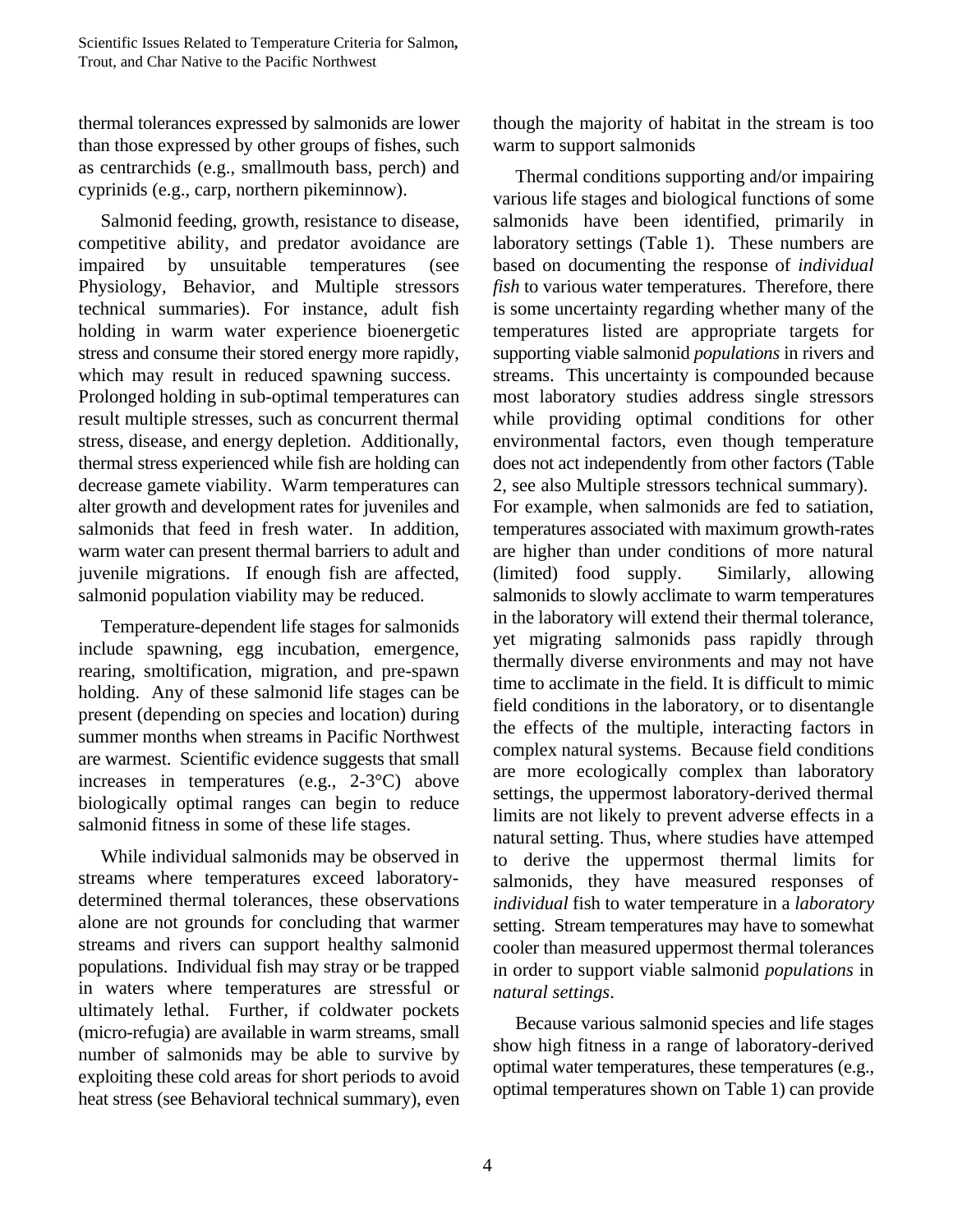thermal tolerances expressed by salmonids are lower than those expressed by other groups of fishes, such as centrarchids (e.g., smallmouth bass, perch) and cyprinids (e.g., carp, northern pikeminnow).

Salmonid feeding, growth, resistance to disease, competitive ability, and predator avoidance are impaired by unsuitable temperatures (see Physiology, Behavior, and Multiple stressors technical summaries). For instance, adult fish holding in warm water experience bioenergetic stress and consume their stored energy more rapidly, which may result in reduced spawning success. Prolonged holding in sub-optimal temperatures can result multiple stresses, such as concurrent thermal stress, disease, and energy depletion. Additionally, thermal stress experienced while fish are holding can decrease gamete viability. Warm temperatures can alter growth and development rates for juveniles and salmonids that feed in fresh water. In addition, warm water can present thermal barriers to adult and juvenile migrations. If enough fish are affected, salmonid population viability may be reduced.

Temperature-dependent life stages for salmonids include spawning, egg incubation, emergence, rearing, smoltification, migration, and pre-spawn holding. Any of these salmonid life stages can be present (depending on species and location) during summer months when streams in Pacific Northwest are warmest. Scientific evidence suggests that small increases in temperatures (e.g., 2-3°C) above biologically optimal ranges can begin to reduce salmonid fitness in some of these life stages.

While individual salmonids may be observed in streams where temperatures exceed laboratory-determined thermal tolerances, these observations alone are not grounds for concluding that warmer streams and rivers can support healthy salmonid populations. Individual fish may stray or be trapped in waters where temperatures are stressful or ultimately lethal. Further, if coldwater pockets (micro-refugia) are available in warm streams, small number of salmonids may be able to survive by exploiting these cold areas for short periods to avoid heat stress (see Behavioral technical summary), even though the majority of habitat in the stream is too warm to support salmonids

Thermal conditions supporting and/or impairing various life stages and biological functions of some salmonids have been identified, primarily in laboratory settings (Table 1). These numbers are based on documenting the response of *individual fish* to various water temperatures. Therefore, there is some uncertainty regarding whether many of the temperatures listed are appropriate targets for supporting viable salmonid *populations* in rivers and streams. This uncertainty is compounded because most laboratory studies address single stressors while providing optimal conditions for other environmental factors, even though temperature does not act independently from other factors (Table 2, see also Multiple stressors technical summary). For example, when salmonids are fed to satiation, temperatures associated with maximum growth-rates are higher than under conditions of more natural (limited) food supply. Similarly, allowing salmonids to slowly acclimate to warm temperatures in the laboratory will extend their thermal tolerance, yet migrating salmonids pass rapidly through thermally diverse environments and may not have time to acclimate in the field. It is difficult to mimic field conditions in the laboratory, or to disentangle the effects of the multiple, interacting factors in complex natural systems. Because field conditions are more ecologically complex than laboratory settings, the uppermost laboratory-derived thermal limits are not likely to prevent adverse effects in a natural setting. Thus, where studies have attemped to derive the uppermost thermal limits for salmonids, they have measured responses of *individual* fish to water temperature in a *laboratory* setting. Stream temperatures may have to somewhat cooler than measured uppermost thermal tolerances in order to support viable salmonid *populations* in *natural settings*.

Because various salmonid species and life stages show high fitness in a range of laboratory-derived optimal water temperatures, these temperatures (e.g., optimal temperatures shown on Table 1) can provide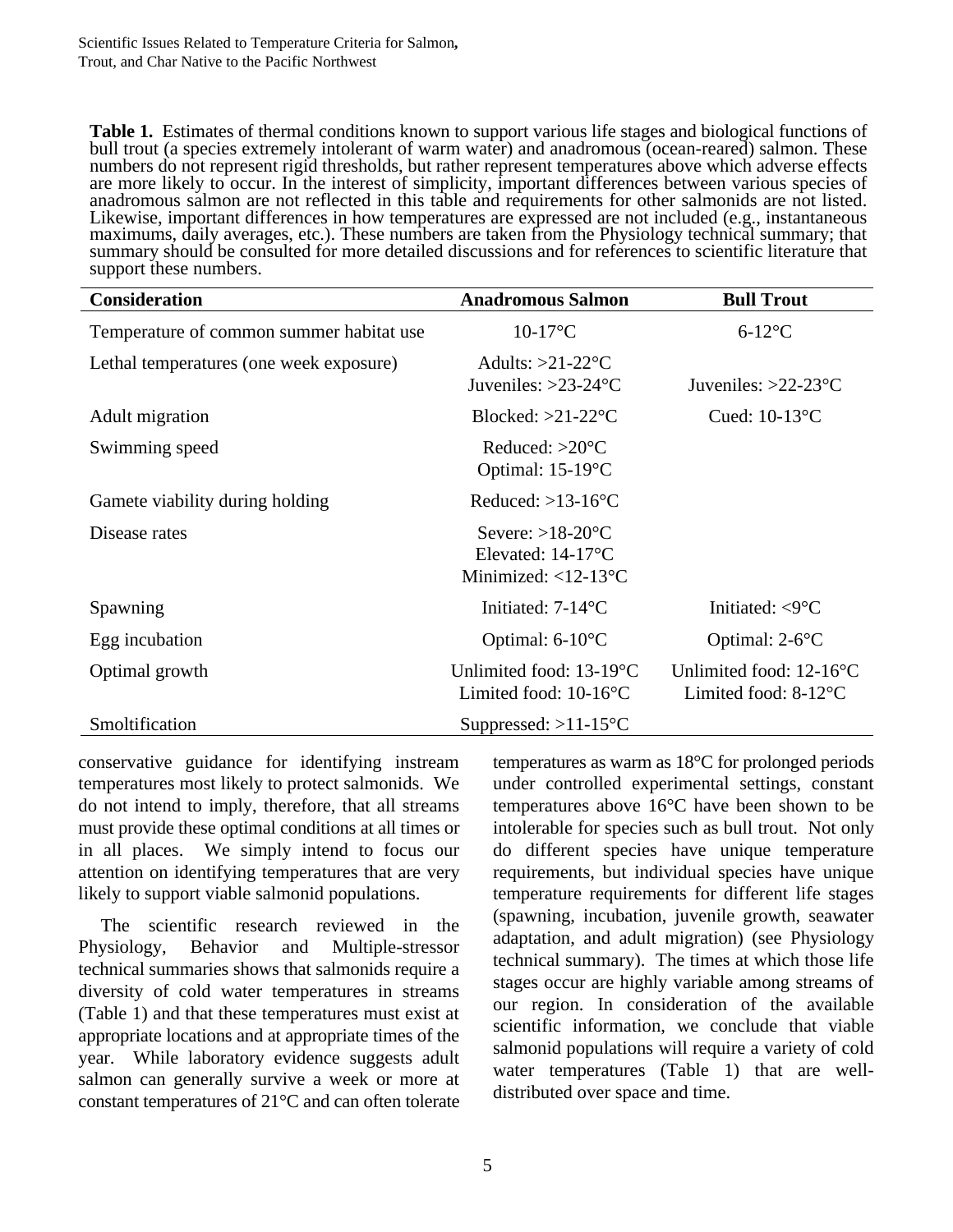**Table 1.** Estimates of thermal conditions known to support various life stages and biological functions of bull trout (a species extremely intolerant of warm water) and anadromous (ocean-reared) salmon. These numbers do not represent rigid thresholds, but rather represent temperatures above which adverse effects are more likely to occur. In the interest of simplicity, important differences between various species of anadromous salmon are not reflected in this table and requirements for other salmonids are not listed. Likewise, important differences in how temperatures are expressed are not included (e.g., instantaneous maximums, daily averages, etc.). These numbers are taken from the Physiology technical summary; that summary should be consulted for more detailed discussions and for references to scientific literature that support these numbers.

| Consideration | Anadromous Salmon | Bull Trout |
|---|---|---|
| Temperature of common summer habitat use | 10-17°C | 6-12°C |
| Lethal temperatures (one week exposure) | Adults: >21-22°C<br>Juveniles: >23-24°C | Juveniles: >22-23°C |
| Adult migration | Blocked: >21-22°C | Cued: 10-13°C |
| Swimming speed | Reduced: >20°C<br>Optimal: 15-19°C | |
| Gamete viability during holding | Reduced: >13-16°C | |
| Disease rates | Severe: >18-20°C<br>Elevated: 14-17°C<br>Minimized: <12-13°C | |
| Spawning | Initiated: 7-14°C | Initiated: <9°C |
| Egg incubation | Optimal: 6-10°C | Optimal: 2-6°C |
| Optimal growth | Unlimited food: 13-19°C<br>Limited food: 10-16°C | Unlimited food: 12-16°C<br>Limited food: 8-12°C |
| Smoltification | Suppressed: >11-15°C | |

conservative guidance for identifying instream temperatures most likely to protect salmonids. We do not intend to imply, therefore, that all streams must provide these optimal conditions at all times or in all places. We simply intend to focus our attention on identifying temperatures that are very likely to support viable salmonid populations.

The scientific research reviewed in the Physiology, Behavior and Multiple-stressor technical summaries shows that salmonids require a diversity of cold water temperatures in streams (Table 1) and that these temperatures must exist at appropriate locations and at appropriate times of the year. While laboratory evidence suggests adult salmon can generally survive a week or more at constant temperatures of 21°C and can often tolerate temperatures as warm as 18°C for prolonged periods under controlled experimental settings, constant temperatures above 16°C have been shown to be intolerable for species such as bull trout. Not only do different species have unique temperature requirements, but individual species have unique temperature requirements for different life stages (spawning, incubation, juvenile growth, seawater adaptation, and adult migration) (see Physiology technical summary). The times at which those life stages occur are highly variable among streams of our region. In consideration of the available scientific information, we conclude that viable salmonid populations will require a variety of cold water temperatures (Table 1) that are well-distributed over space and time.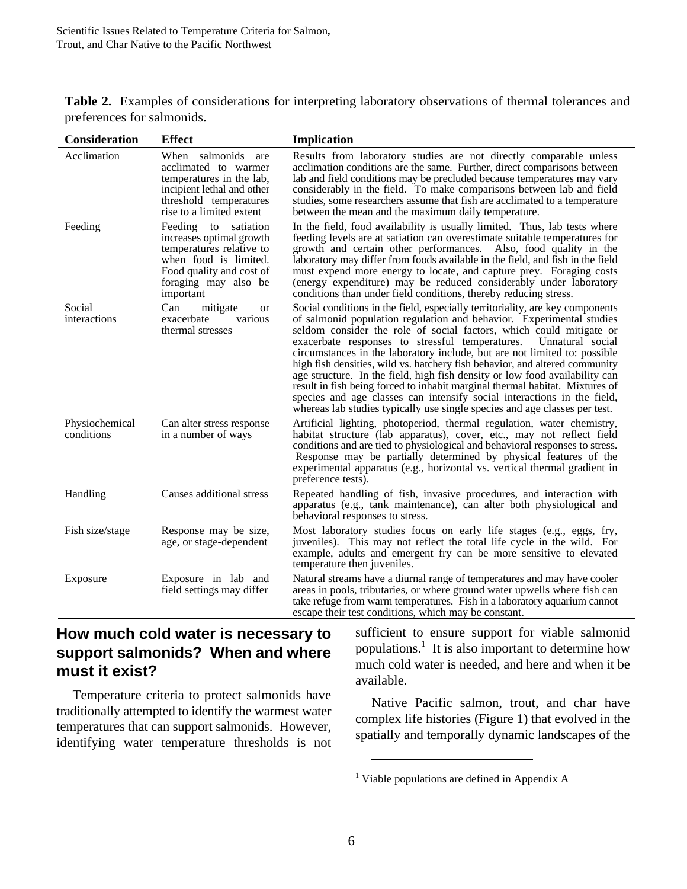**Table 2.** Examples of considerations for interpreting laboratory observations of thermal tolerances and preferences for salmonids.

| Consideration | Effect | Implication |
|---|---|---|
| Acclimation | When salmonids are acclimated to warmer temperatures in the lab, incipient lethal and other threshold temperatures rise to a limited extent | Results from laboratory studies are not directly comparable unless acclimation conditions are the same. Further, direct comparisons between lab and field conditions may be precluded because temperatures may vary considerably in the field. To make comparisons between lab and field studies, some researchers assume that fish are acclimated to a temperature between the mean and the maximum daily temperature. |
| Feeding | Feeding to satiation increases optimal growth temperatures relative to when food is limited. Food quality and cost of foraging may also be important | In the field, food availability is usually limited. Thus, lab tests where feeding levels are at satiation can overestimate suitable temperatures for growth and certain other performances. Also, food quality in the laboratory may differ from foods available in the field, and fish in the field must expend more energy to locate, and capture prey. Foraging costs (energy expenditure) may be reduced considerably under laboratory conditions than under field conditions, thereby reducing stress. |
| Social interactions | Can mitigate or exacerbate various thermal stresses | Social conditions in the field, especially territoriality, are key components of salmonid population regulation and behavior. Experimental studies seldom consider the role of social factors, which could mitigate or exacerbate responses to stressful temperatures. Unnatural social circumstances in the laboratory include, but are not limited to: possible high fish densities, wild vs. hatchery fish behavior, and altered community age structure. In the field, high fish density or low food availability can result in fish being forced to inhabit marginal thermal habitat. Mixtures of species and age classes can intensify social interactions in the field, whereas lab studies typically use single species and age classes per test. |
| Physiochemical conditions | Can alter stress response in a number of ways | Artificial lighting, photoperiod, thermal regulation, water chemistry, habitat structure (lab apparatus), cover, etc., may not reflect field conditions and are tied to physiological and behavioral responses to stress. Response may be partially determined by physical features of the experimental apparatus (e.g., horizontal vs. vertical thermal gradient in preference tests). |
| Handling | Causes additional stress | Repeated handling of fish, invasive procedures, and interaction with apparatus (e.g., tank maintenance), can alter both physiological and behavioral responses to stress. |
| Fish size/stage | Response may be size, age, or stage-dependent | Most laboratory studies focus on early life stages (e.g., eggs, fry, juveniles). This may not reflect the total life cycle in the wild. For example, adults and emergent fry can be more sensitive to elevated temperature then juveniles. |
| Exposure | Exposure in lab and field settings may differ | Natural streams have a diurnal range of temperatures and may have cooler areas in pools, tributaries, or where ground water upwells where fish can take refuge from warm temperatures. Fish in a laboratory aquarium cannot escape their test conditions, which may be constant. |

## How much cold water is necessary to support salmonids? When and where must it exist?

Temperature criteria to protect salmonids have traditionally attempted to identify the warmest water temperatures that can support salmonids. However, identifying water temperature thresholds is not sufficient to ensure support for viable salmonid populations.[1] It is also important to determine how much cold water is needed, and here and when it be available.

Native Pacific salmon, trout, and char have complex life histories (Figure 1) that evolved in the spatially and temporally dynamic landscapes of the

[1] Viable populations are defined in Appendix A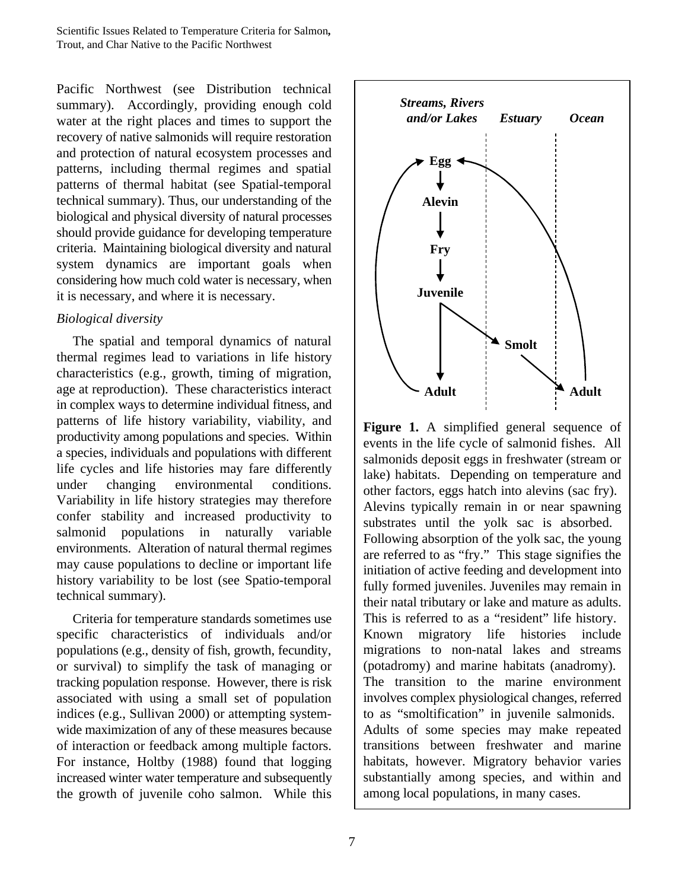Pacific Northwest (see Distribution technical summary). Accordingly, providing enough cold water at the right places and times to support the recovery of native salmonids will require restoration and protection of natural ecosystem processes and patterns, including thermal regimes and spatial patterns of thermal habitat (see Spatial-temporal technical summary). Thus, our understanding of the biological and physical diversity of natural processes should provide guidance for developing temperature criteria. Maintaining biological diversity and natural system dynamics are important goals when considering how much cold water is necessary, when it is necessary, and where it is necessary.

*Biological diversity*

The spatial and temporal dynamics of natural thermal regimes lead to variations in life history characteristics (e.g., growth, timing of migration, age at reproduction). These characteristics interact in complex ways to determine individual fitness, and patterns of life history variability, viability, and productivity among populations and species. Within a species, individuals and populations with different life cycles and life histories may fare differently under changing environmental conditions. Variability in life history strategies may therefore confer stability and increased productivity to salmonid populations in naturally variable environments. Alteration of natural thermal regimes may cause populations to decline or important life history variability to be lost (see Spatio-temporal technical summary).

Criteria for temperature standards sometimes use specific characteristics of individuals and/or populations (e.g., density of fish, growth, fecundity, or survival) to simplify the task of managing or tracking population response. However, there is risk associated with using a small set of population indices (e.g., Sullivan 2000) or attempting system-wide maximization of any of these measures because of interaction or feedback among multiple factors. For instance, Holtby (1988) found that logging increased winter water temperature and subsequently the growth of juvenile coho salmon. While this

**Figure 1.** A simplified general sequence of events in the life cycle of salmonid fishes. All salmonids deposit eggs in freshwater (stream or lake) habitats. Depending on temperature and other factors, eggs hatch into alevins (sac fry). Alevins typically remain in or near spawning substrates until the yolk sac is absorbed. Following absorption of the yolk sac, the young are referred to as "fry." This stage signifies the initiation of active feeding and development into fully formed juveniles. Juveniles may remain in their natal tributary or lake and mature as adults. This is referred to as a "resident" life history. Known migratory life histories include migrations to non-natal lakes and streams (potadromy) and marine habitats (anadromy). The transition to the marine environment involves complex physiological changes, referred to as "smoltification" in juvenile salmonids. Adults of some species may make repeated transitions between freshwater and marine habitats, however. Migratory behavior varies substantially among species, and within and among local populations, in many cases.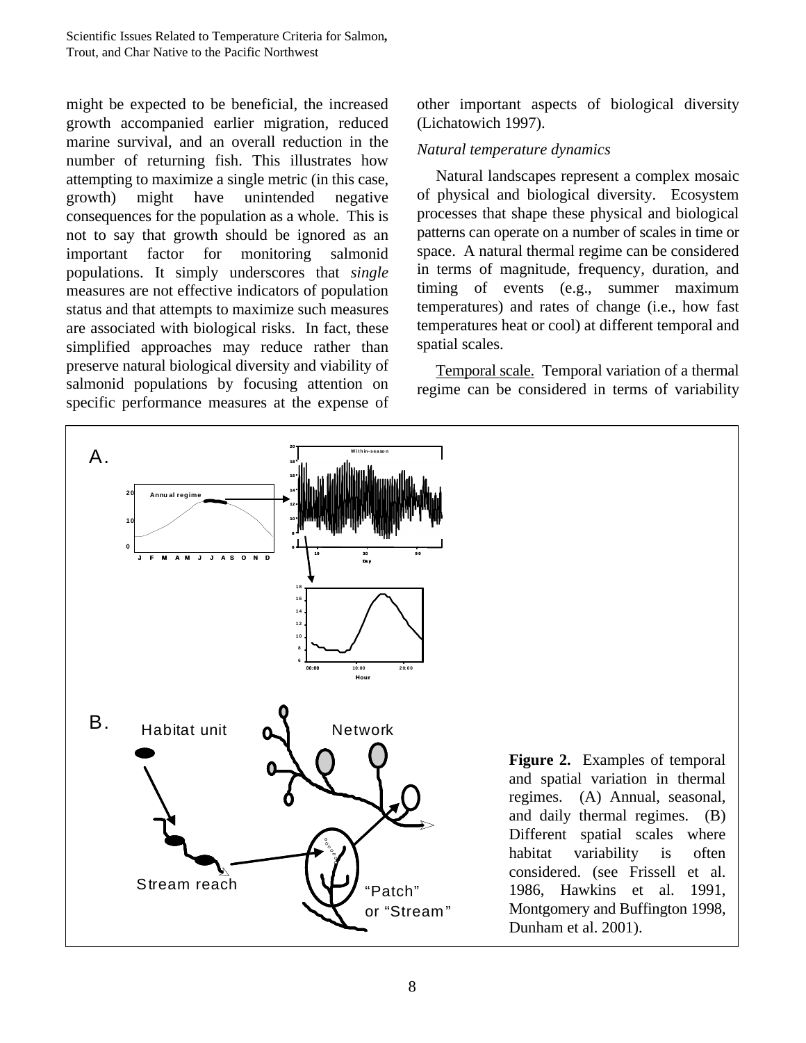might be expected to be beneficial, the increased growth accompanied earlier migration, reduced marine survival, and an overall reduction in the number of returning fish. This illustrates how attempting to maximize a single metric (in this case, growth) might have unintended negative consequences for the population as a whole. This is not to say that growth should be ignored as an important factor for monitoring salmonid populations. It simply underscores that *single* measures are not effective indicators of population status and that attempts to maximize such measures are associated with biological risks. In fact, these simplified approaches may reduce rather than preserve natural biological diversity and viability of salmonid populations by focusing attention on specific performance measures at the expense of other important aspects of biological diversity (Lichatowich 1997).

*Natural temperature dynamics*

Natural landscapes represent a complex mosaic of physical and biological diversity. Ecosystem processes that shape these physical and biological patterns can operate on a number of scales in time or space. A natural thermal regime can be considered in terms of magnitude, frequency, duration, and timing of events (e.g., summer maximum temperatures) and rates of change (i.e., how fast temperatures heat or cool) at different temporal and spatial scales.

Temporal scale. Temporal variation of a thermal regime can be considered in terms of variability

**Figure 2.** Examples of temporal and spatial variation in thermal regimes. (A) Annual, seasonal, and daily thermal regimes. (B) Different spatial scales where habitat variability is often considered. (see Frissell et al. 1986, Hawkins et al. 1991, Montgomery and Buffington 1998, Dunham et al. 2001).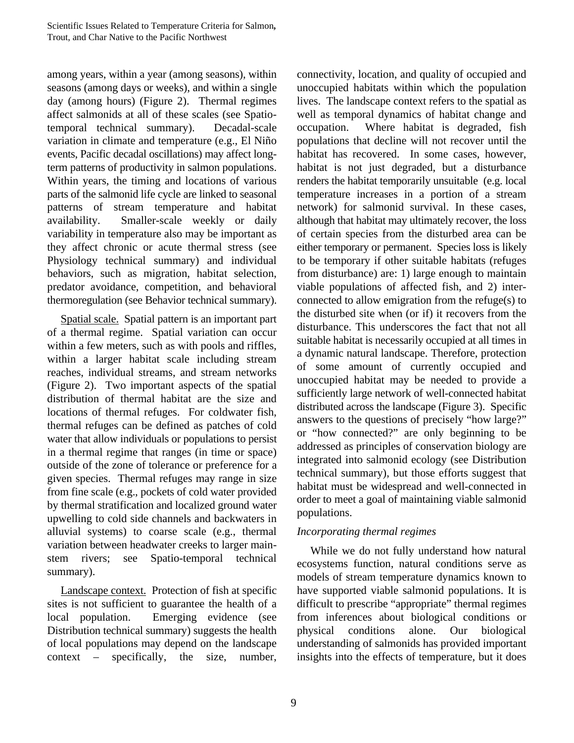among years, within a year (among seasons), within seasons (among days or weeks), and within a single day (among hours) (Figure 2). Thermal regimes affect salmonids at all of these scales (see Spatio-temporal technical summary). Decadal-scale variation in climate and temperature (e.g., El Niño events, Pacific decadal oscillations) may affect long-term patterns of productivity in salmon populations. Within years, the timing and locations of various parts of the salmonid life cycle are linked to seasonal patterns of stream temperature and habitat availability. Smaller-scale weekly or daily variability in temperature also may be important as they affect chronic or acute thermal stress (see Physiology technical summary) and individual behaviors, such as migration, habitat selection, predator avoidance, competition, and behavioral thermoregulation (see Behavior technical summary).

<u>Spatial scale.</u> Spatial pattern is an important part of a thermal regime. Spatial variation can occur within a few meters, such as with pools and riffles, within a larger habitat scale including stream reaches, individual streams, and stream networks (Figure 2). Two important aspects of the spatial distribution of thermal habitat are the size and locations of thermal refuges. For coldwater fish, thermal refuges can be defined as patches of cold water that allow individuals or populations to persist in a thermal regime that ranges (in time or space) outside of the zone of tolerance or preference for a given species. Thermal refuges may range in size from fine scale (e.g., pockets of cold water provided by thermal stratification and localized ground water upwelling to cold side channels and backwaters in alluvial systems) to coarse scale (e.g., thermal variation between headwater creeks to larger main-stem rivers; see Spatio-temporal technical summary).

<u>Landscape context.</u> Protection of fish at specific sites is not sufficient to guarantee the health of a local population. Emerging evidence (see Distribution technical summary) suggests the health of local populations may depend on the landscape context – specifically, the size, number, connectivity, location, and quality of occupied and unoccupied habitats within which the population lives. The landscape context refers to the spatial as well as temporal dynamics of habitat change and occupation. Where habitat is degraded, fish populations that decline will not recover until the habitat has recovered. In some cases, however, habitat is not just degraded, but a disturbance renders the habitat temporarily unsuitable (e.g. local temperature increases in a portion of a stream network) for salmonid survival. In these cases, although that habitat may ultimately recover, the loss of certain species from the disturbed area can be either temporary or permanent. Species loss is likely to be temporary if other suitable habitats (refuges from disturbance) are: 1) large enough to maintain viable populations of affected fish, and 2) inter-connected to allow emigration from the refuge(s) to the disturbed site when (or if) it recovers from the disturbance. This underscores the fact that not all suitable habitat is necessarily occupied at all times in a dynamic natural landscape. Therefore, protection of some amount of currently occupied and unoccupied habitat may be needed to provide a sufficiently large network of well-connected habitat distributed across the landscape (Figure 3). Specific answers to the questions of precisely "how large?" or "how connected?" are only beginning to be addressed as principles of conservation biology are integrated into salmonid ecology (see Distribution technical summary), but those efforts suggest that habitat must be widespread and well-connected in order to meet a goal of maintaining viable salmonid populations.

*Incorporating thermal regimes*

While we do not fully understand how natural ecosystems function, natural conditions serve as models of stream temperature dynamics known to have supported viable salmonid populations. It is difficult to prescribe "appropriate" thermal regimes from inferences about biological conditions or physical conditions alone. Our biological understanding of salmonids has provided important insights into the effects of temperature, but it does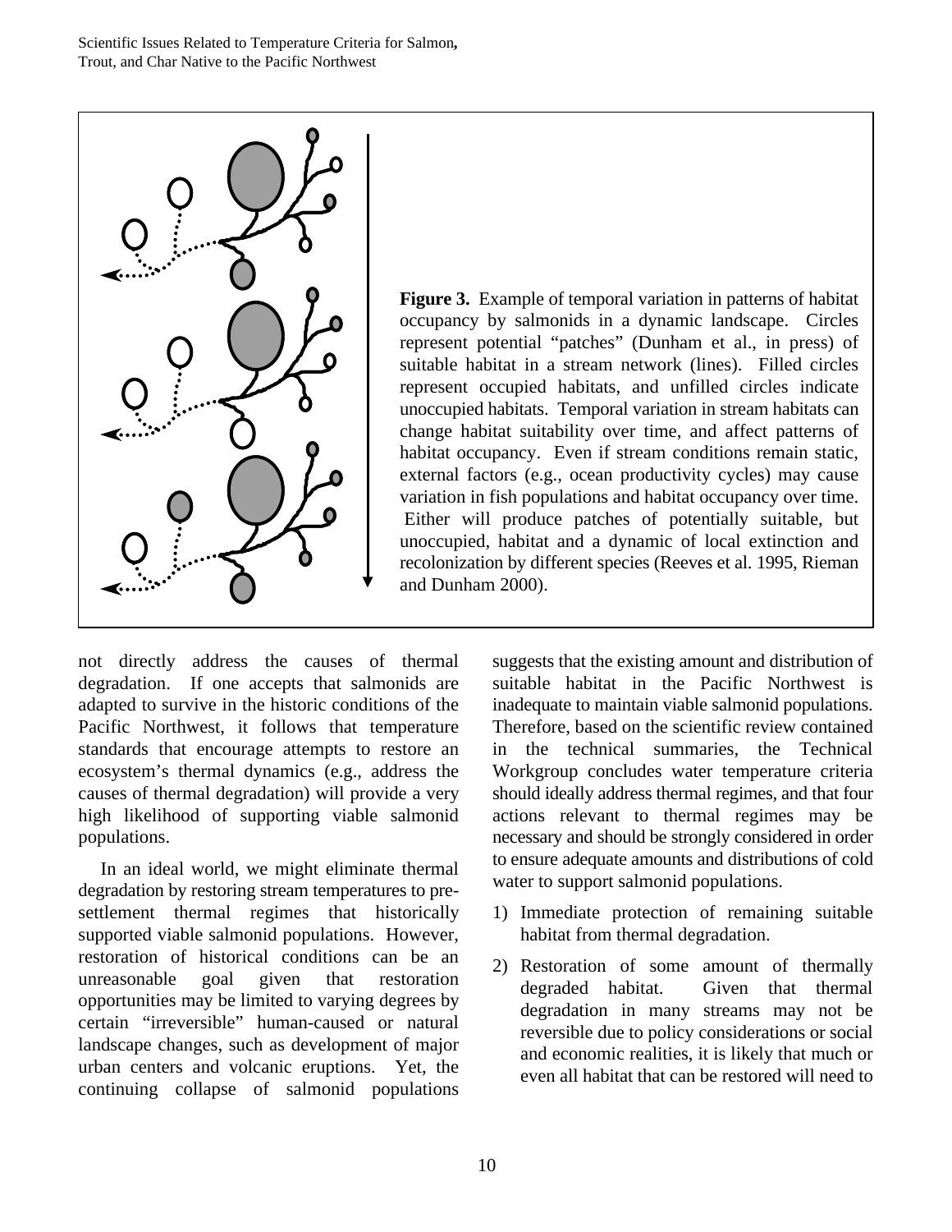**Figure 3.** Example of temporal variation in patterns of habitat occupancy by salmonids in a dynamic landscape. Circles represent potential "patches" (Dunham et al., in press) of suitable habitat in a stream network (lines). Filled circles represent occupied habitats, and unfilled circles indicate unoccupied habitats. Temporal variation in stream habitats can change habitat suitability over time, and affect patterns of habitat occupancy. Even if stream conditions remain static, external factors (e.g., ocean productivity cycles) may cause variation in fish populations and habitat occupancy over time. Either will produce patches of potentially suitable, but unoccupied, habitat and a dynamic of local extinction and recolonization by different species (Reeves et al. 1995, Rieman and Dunham 2000).

not directly address the causes of thermal degradation. If one accepts that salmonids are adapted to survive in the historic conditions of the Pacific Northwest, it follows that temperature standards that encourage attempts to restore an ecosystem's thermal dynamics (e.g., address the causes of thermal degradation) will provide a very high likelihood of supporting viable salmonid populations.

In an ideal world, we might eliminate thermal degradation by restoring stream temperatures to pre-settlement thermal regimes that historically supported viable salmonid populations. However, restoration of historical conditions can be an unreasonable goal given that restoration opportunities may be limited to varying degrees by certain "irreversible" human-caused or natural landscape changes, such as development of major urban centers and volcanic eruptions. Yet, the continuing collapse of salmonid populations suggests that the existing amount and distribution of suitable habitat in the Pacific Northwest is inadequate to maintain viable salmonid populations. Therefore, based on the scientific review contained in the technical summaries, the Technical Workgroup concludes water temperature criteria should ideally address thermal regimes, and that four actions relevant to thermal regimes may be necessary and should be strongly considered in order to ensure adequate amounts and distributions of cold water to support salmonid populations.

1) Immediate protection of remaining suitable habitat from thermal degradation.
2) Restoration of some amount of thermally degraded habitat. Given that thermal degradation in many streams may not be reversible due to policy considerations or social and economic realities, it is likely that much or even all habitat that can be restored will need to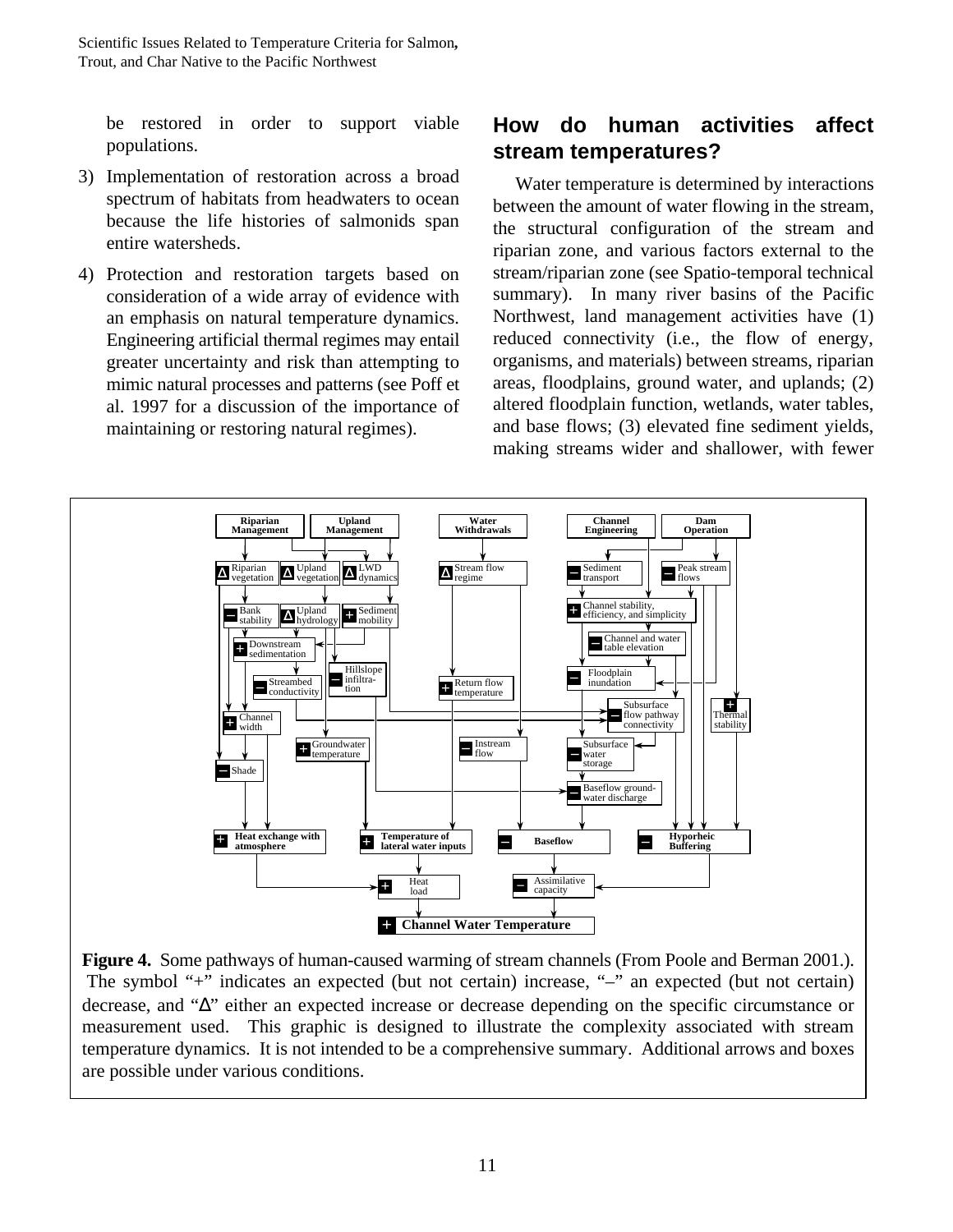be restored in order to support viable populations.

3) Implementation of restoration across a broad spectrum of habitats from headwaters to ocean because the life histories of salmonids span entire watersheds.

4) Protection and restoration targets based on consideration of a wide array of evidence with an emphasis on natural temperature dynamics. Engineering artificial thermal regimes may entail greater uncertainty and risk than attempting to mimic natural processes and patterns (see Poff et al. 1997 for a discussion of the importance of maintaining or restoring natural regimes).

## How do human activities affect stream temperatures?

Water temperature is determined by interactions between the amount of water flowing in the stream, the structural configuration of the stream and riparian zone, and various factors external to the stream/riparian zone (see Spatio-temporal technical summary). In many river basins of the Pacific Northwest, land management activities have (1) reduced connectivity (i.e., the flow of energy, organisms, and materials) between streams, riparian areas, floodplains, ground water, and uplands; (2) altered floodplain function, wetlands, water tables, and base flows; (3) elevated fine sediment yields, making streams wider and shallower, with fewer

**Figure 4.** Some pathways of human-caused warming of stream channels (From Poole and Berman 2001.). The symbol "+" indicates an expected (but not certain) increase, "–" an expected (but not certain) decrease, and "Δ" either an expected increase or decrease depending on the specific circumstance or measurement used. This graphic is designed to illustrate the complexity associated with stream temperature dynamics. It is not intended to be a comprehensive summary. Additional arrows and boxes are possible under various conditions.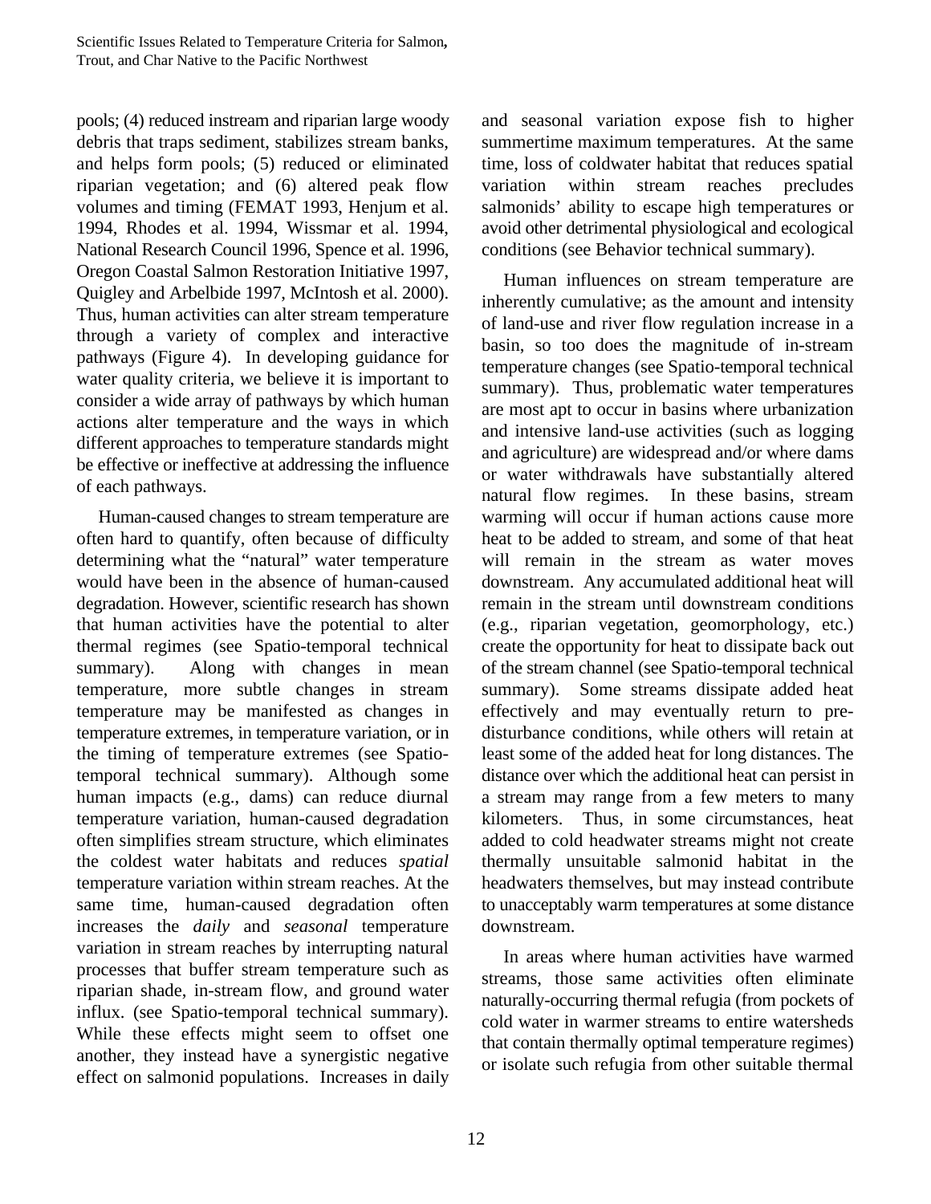pools; (4) reduced instream and riparian large woody debris that traps sediment, stabilizes stream banks, and helps form pools; (5) reduced or eliminated riparian vegetation; and (6) altered peak flow volumes and timing (FEMAT 1993, Henjum et al. 1994, Rhodes et al. 1994, Wissmar et al. 1994, National Research Council 1996, Spence et al. 1996, Oregon Coastal Salmon Restoration Initiative 1997, Quigley and Arbelbide 1997, McIntosh et al. 2000). Thus, human activities can alter stream temperature through a variety of complex and interactive pathways (Figure 4). In developing guidance for water quality criteria, we believe it is important to consider a wide array of pathways by which human actions alter temperature and the ways in which different approaches to temperature standards might be effective or ineffective at addressing the influence of each pathways.

Human-caused changes to stream temperature are often hard to quantify, often because of difficulty determining what the "natural" water temperature would have been in the absence of human-caused degradation. However, scientific research has shown that human activities have the potential to alter thermal regimes (see Spatio-temporal technical summary). Along with changes in mean temperature, more subtle changes in stream temperature may be manifested as changes in temperature extremes, in temperature variation, or in the timing of temperature extremes (see Spatio-temporal technical summary). Although some human impacts (e.g., dams) can reduce diurnal temperature variation, human-caused degradation often simplifies stream structure, which eliminates the coldest water habitats and reduces *spatial* temperature variation within stream reaches. At the same time, human-caused degradation often increases the *daily* and *seasonal* temperature variation in stream reaches by interrupting natural processes that buffer stream temperature such as riparian shade, in-stream flow, and ground water influx. (see Spatio-temporal technical summary). While these effects might seem to offset one another, they instead have a synergistic negative effect on salmonid populations. Increases in daily and seasonal variation expose fish to higher summertime maximum temperatures. At the same time, loss of coldwater habitat that reduces spatial variation within stream reaches precludes salmonids' ability to escape high temperatures or avoid other detrimental physiological and ecological conditions (see Behavior technical summary).

Human influences on stream temperature are inherently cumulative; as the amount and intensity of land-use and river flow regulation increase in a basin, so too does the magnitude of in-stream temperature changes (see Spatio-temporal technical summary). Thus, problematic water temperatures are most apt to occur in basins where urbanization and intensive land-use activities (such as logging and agriculture) are widespread and/or where dams or water withdrawals have substantially altered natural flow regimes. In these basins, stream warming will occur if human actions cause more heat to be added to stream, and some of that heat will remain in the stream as water moves downstream. Any accumulated additional heat will remain in the stream until downstream conditions (e.g., riparian vegetation, geomorphology, etc.) create the opportunity for heat to dissipate back out of the stream channel (see Spatio-temporal technical summary). Some streams dissipate added heat effectively and may eventually return to pre-disturbance conditions, while others will retain at least some of the added heat for long distances. The distance over which the additional heat can persist in a stream may range from a few meters to many kilometers. Thus, in some circumstances, heat added to cold headwater streams might not create thermally unsuitable salmonid habitat in the headwaters themselves, but may instead contribute to unacceptably warm temperatures at some distance downstream.

In areas where human activities have warmed streams, those same activities often eliminate naturally-occurring thermal refugia (from pockets of cold water in warmer streams to entire watersheds that contain thermally optimal temperature regimes) or isolate such refugia from other suitable thermal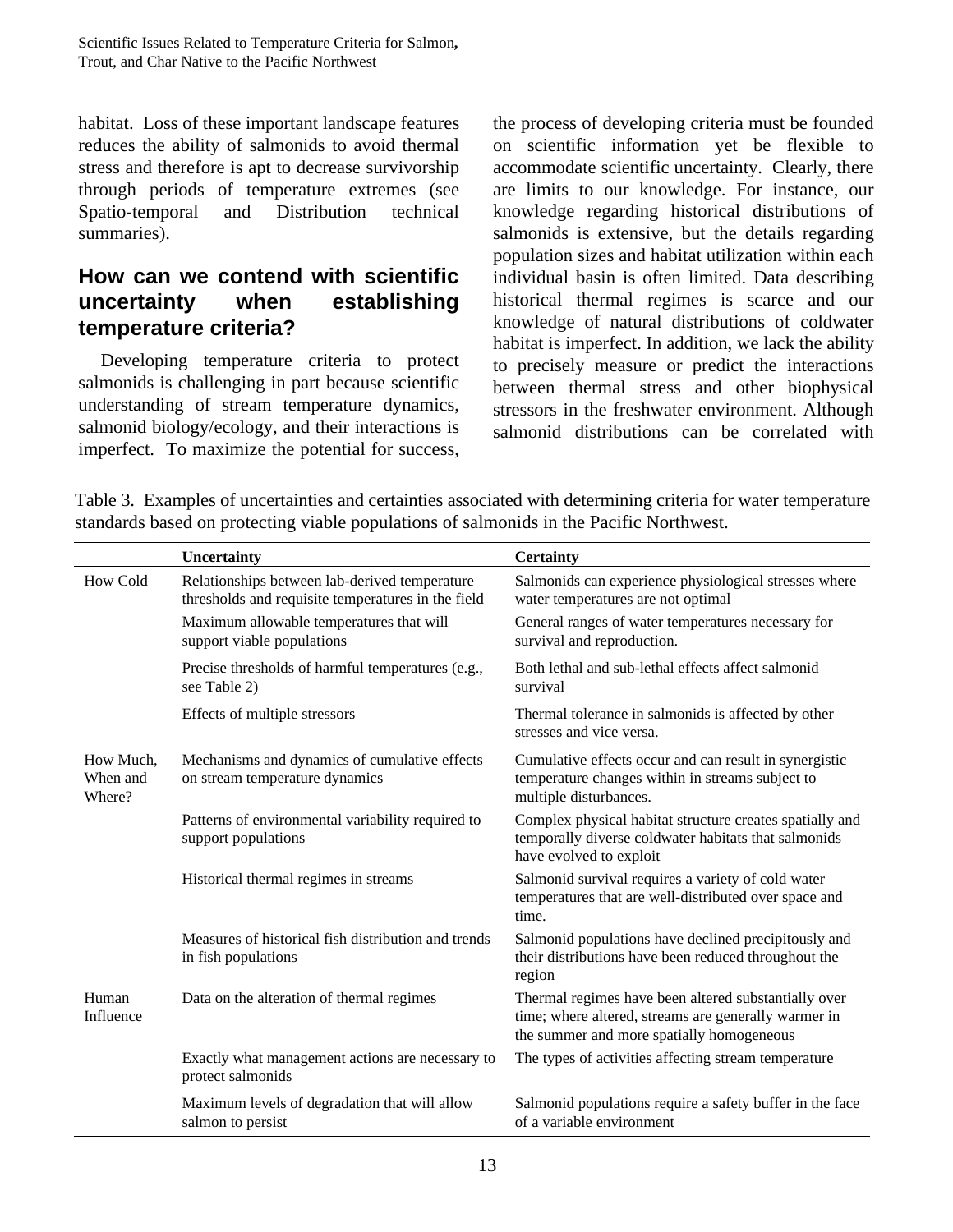habitat. Loss of these important landscape features reduces the ability of salmonids to avoid thermal stress and therefore is apt to decrease survivorship through periods of temperature extremes (see Spatio-temporal and Distribution technical summaries).

## How can we contend with scientific uncertainty when establishing temperature criteria?

Developing temperature criteria to protect salmonids is challenging in part because scientific understanding of stream temperature dynamics, salmonid biology/ecology, and their interactions is imperfect. To maximize the potential for success, the process of developing criteria must be founded on scientific information yet be flexible to accommodate scientific uncertainty. Clearly, there are limits to our knowledge. For instance, our knowledge regarding historical distributions of salmonids is extensive, but the details regarding population sizes and habitat utilization within each individual basin is often limited. Data describing historical thermal regimes is scarce and our knowledge of natural distributions of coldwater habitat is imperfect. In addition, we lack the ability to precisely measure or predict the interactions between thermal stress and other biophysical stressors in the freshwater environment. Although salmonid distributions can be correlated with

Table 3. Examples of uncertainties and certainties associated with determining criteria for water temperature standards based on protecting viable populations of salmonids in the Pacific Northwest.

| | Uncertainty | Certainty |
|---|---|---|
| How Cold | Relationships between lab-derived temperature thresholds and requisite temperatures in the field | Salmonids can experience physiological stresses where water temperatures are not optimal |
| | Maximum allowable temperatures that will support viable populations | General ranges of water temperatures necessary for survival and reproduction. |
| | Precise thresholds of harmful temperatures (e.g., see Table 2) | Both lethal and sub-lethal effects affect salmonid survival |
| | Effects of multiple stressors | Thermal tolerance in salmonids is affected by other stresses and vice versa. |
| How Much, When and Where? | Mechanisms and dynamics of cumulative effects on stream temperature dynamics | Cumulative effects occur and can result in synergistic temperature changes within in streams subject to multiple disturbances. |
| | Patterns of environmental variability required to support populations | Complex physical habitat structure creates spatially and temporally diverse coldwater habitats that salmonids have evolved to exploit |
| | Historical thermal regimes in streams | Salmonid survival requires a variety of cold water temperatures that are well-distributed over space and time. |
| | Measures of historical fish distribution and trends in fish populations | Salmonid populations have declined precipitously and their distributions have been reduced throughout the region |
| Human Influence | Data on the alteration of thermal regimes | Thermal regimes have been altered substantially over time; where altered, streams are generally warmer in the summer and more spatially homogeneous |
| | Exactly what management actions are necessary to protect salmonids | The types of activities affecting stream temperature |
| | Maximum levels of degradation that will allow salmon to persist | Salmonid populations require a safety buffer in the face of a variable environment |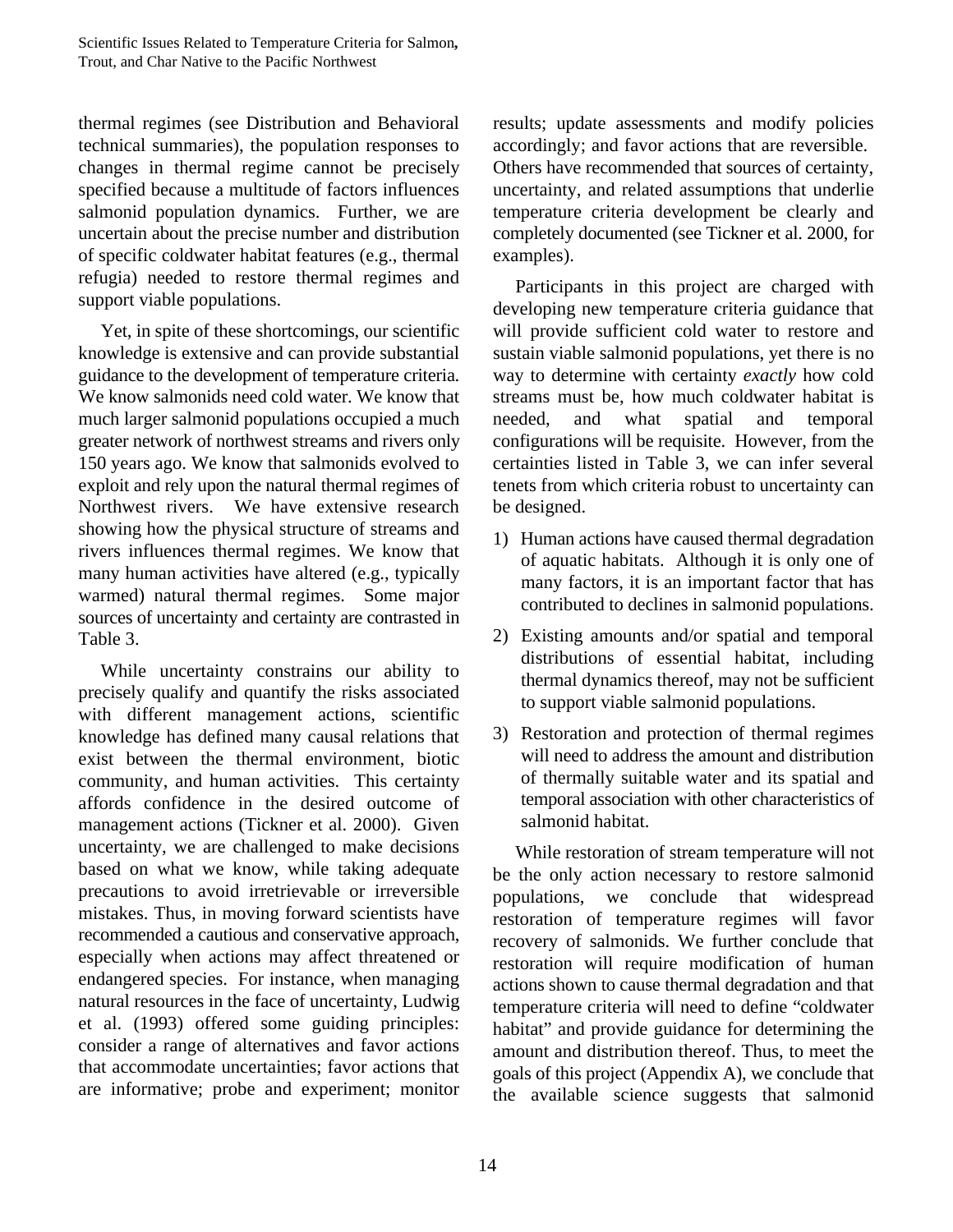thermal regimes (see Distribution and Behavioral technical summaries), the population responses to changes in thermal regime cannot be precisely specified because a multitude of factors influences salmonid population dynamics. Further, we are uncertain about the precise number and distribution of specific coldwater habitat features (e.g., thermal refugia) needed to restore thermal regimes and support viable populations.

Yet, in spite of these shortcomings, our scientific knowledge is extensive and can provide substantial guidance to the development of temperature criteria. We know salmonids need cold water. We know that much larger salmonid populations occupied a much greater network of northwest streams and rivers only 150 years ago. We know that salmonids evolved to exploit and rely upon the natural thermal regimes of Northwest rivers. We have extensive research showing how the physical structure of streams and rivers influences thermal regimes. We know that many human activities have altered (e.g., typically warmed) natural thermal regimes. Some major sources of uncertainty and certainty are contrasted in Table 3.

While uncertainty constrains our ability to precisely qualify and quantify the risks associated with different management actions, scientific knowledge has defined many causal relations that exist between the thermal environment, biotic community, and human activities. This certainty affords confidence in the desired outcome of management actions (Tickner et al. 2000). Given uncertainty, we are challenged to make decisions based on what we know, while taking adequate precautions to avoid irretrievable or irreversible mistakes. Thus, in moving forward scientists have recommended a cautious and conservative approach, especially when actions may affect threatened or endangered species. For instance, when managing natural resources in the face of uncertainty, Ludwig et al. (1993) offered some guiding principles: consider a range of alternatives and favor actions that accommodate uncertainties; favor actions that are informative; probe and experiment; monitor results; update assessments and modify policies accordingly; and favor actions that are reversible. Others have recommended that sources of certainty, uncertainty, and related assumptions that underlie temperature criteria development be clearly and completely documented (see Tickner et al. 2000, for examples).

Participants in this project are charged with developing new temperature criteria guidance that will provide sufficient cold water to restore and sustain viable salmonid populations, yet there is no way to determine with certainty *exactly* how cold streams must be, how much coldwater habitat is needed, and what spatial and temporal configurations will be requisite. However, from the certainties listed in Table 3, we can infer several tenets from which criteria robust to uncertainty can be designed.

1) Human actions have caused thermal degradation of aquatic habitats. Although it is only one of many factors, it is an important factor that has contributed to declines in salmonid populations.
2) Existing amounts and/or spatial and temporal distributions of essential habitat, including thermal dynamics thereof, may not be sufficient to support viable salmonid populations.
3) Restoration and protection of thermal regimes will need to address the amount and distribution of thermally suitable water and its spatial and temporal association with other characteristics of salmonid habitat.

While restoration of stream temperature will not be the only action necessary to restore salmonid populations, we conclude that widespread restoration of temperature regimes will favor recovery of salmonids. We further conclude that restoration will require modification of human actions shown to cause thermal degradation and that temperature criteria will need to define "coldwater habitat" and provide guidance for determining the amount and distribution thereof. Thus, to meet the goals of this project (Appendix A), we conclude that the available science suggests that salmonid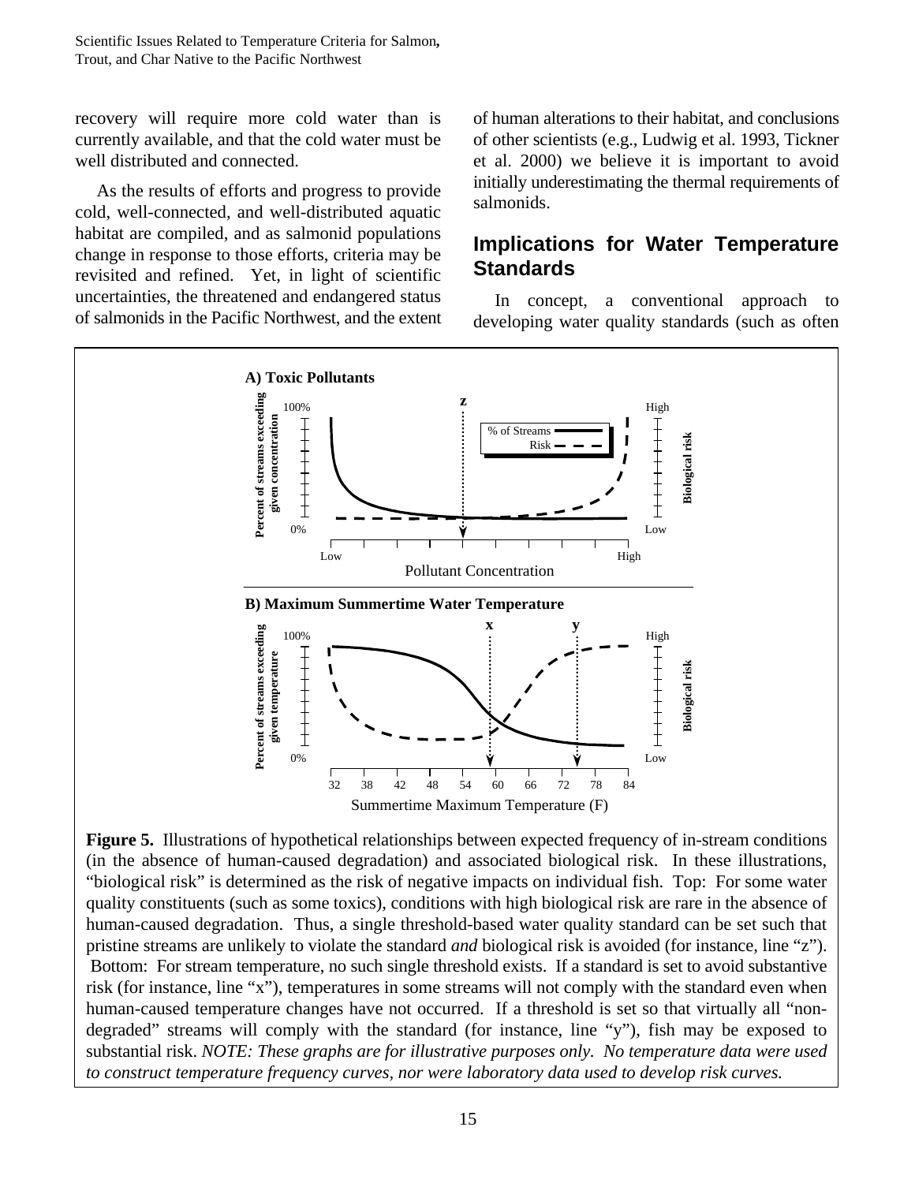recovery will require more cold water than is currently available, and that the cold water must be well distributed and connected.

As the results of efforts and progress to provide cold, well-connected, and well-distributed aquatic habitat are compiled, and as salmonid populations change in response to those efforts, criteria may be revisited and refined. Yet, in light of scientific uncertainties, the threatened and endangered status of salmonids in the Pacific Northwest, and the extent of human alterations to their habitat, and conclusions of other scientists (e.g., Ludwig et al. 1993, Tickner et al. 2000) we believe it is important to avoid initially underestimating the thermal requirements of salmonids.

## Implications for Water Temperature Standards

In concept, a conventional approach to developing water quality standards (such as often

**Figure 5.** Illustrations of hypothetical relationships between expected frequency of in-stream conditions (in the absence of human-caused degradation) and associated biological risk. In these illustrations, "biological risk" is determined as the risk of negative impacts on individual fish. Top: For some water quality constituents (such as some toxics), conditions with high biological risk are rare in the absence of human-caused degradation. Thus, a single threshold-based water quality standard can be set such that pristine streams are unlikely to violate the standard *and* biological risk is avoided (for instance, line "z"). Bottom: For stream temperature, no such single threshold exists. If a standard is set to avoid substantive risk (for instance, line "x"), temperatures in some streams will not comply with the standard even when human-caused temperature changes have not occurred. If a threshold is set so that virtually all "non-degraded" streams will comply with the standard (for instance, line "y"), fish may be exposed to substantial risk. *NOTE: These graphs are for illustrative purposes only. No temperature data were used to construct temperature frequency curves, nor were laboratory data used to develop risk curves.*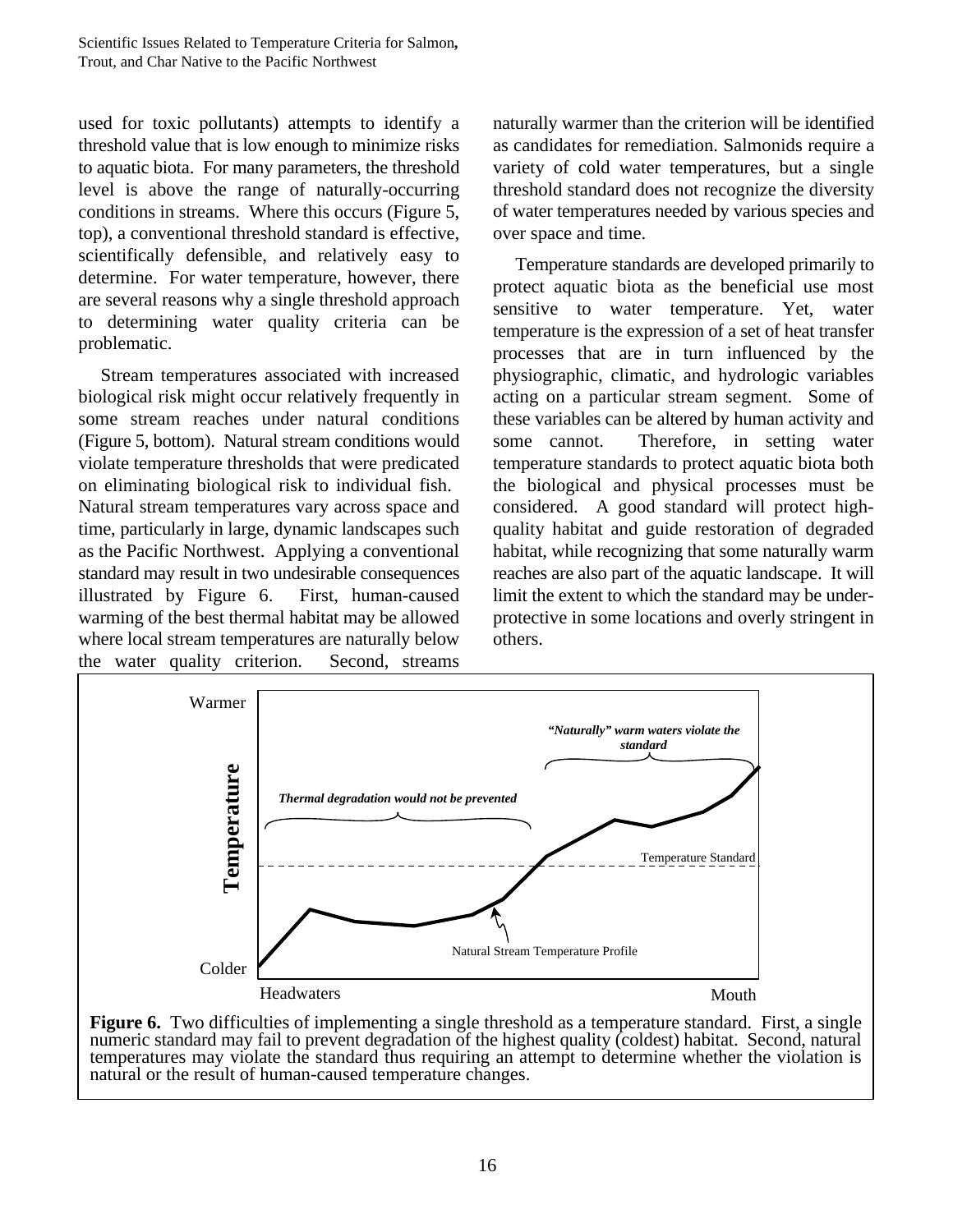used for toxic pollutants) attempts to identify a threshold value that is low enough to minimize risks to aquatic biota. For many parameters, the threshold level is above the range of naturally-occurring conditions in streams. Where this occurs (Figure 5, top), a conventional threshold standard is effective, scientifically defensible, and relatively easy to determine. For water temperature, however, there are several reasons why a single threshold approach to determining water quality criteria can be problematic.

Stream temperatures associated with increased biological risk might occur relatively frequently in some stream reaches under natural conditions (Figure 5, bottom). Natural stream conditions would violate temperature thresholds that were predicated on eliminating biological risk to individual fish. Natural stream temperatures vary across space and time, particularly in large, dynamic landscapes such as the Pacific Northwest. Applying a conventional standard may result in two undesirable consequences illustrated by Figure 6. First, human-caused warming of the best thermal habitat may be allowed where local stream temperatures are naturally below the water quality criterion. Second, streams naturally warmer than the criterion will be identified as candidates for remediation. Salmonids require a variety of cold water temperatures, but a single threshold standard does not recognize the diversity of water temperatures needed by various species and over space and time.

Temperature standards are developed primarily to protect aquatic biota as the beneficial use most sensitive to water temperature. Yet, water temperature is the expression of a set of heat transfer processes that are in turn influenced by the physiographic, climatic, and hydrologic variables acting on a particular stream segment. Some of these variables can be altered by human activity and some cannot. Therefore, in setting water temperature standards to protect aquatic biota both the biological and physical processes must be considered. A good standard will protect high-quality habitat and guide restoration of degraded habitat, while recognizing that some naturally warm reaches are also part of the aquatic landscape. It will limit the extent to which the standard may be under-protective in some locations and overly stringent in others.

**Figure 6.** Two difficulties of implementing a single threshold as a temperature standard. First, a single numeric standard may fail to prevent degradation of the highest quality (coldest) habitat. Second, natural temperatures may violate the standard thus requiring an attempt to determine whether the violation is natural or the result of human-caused temperature changes.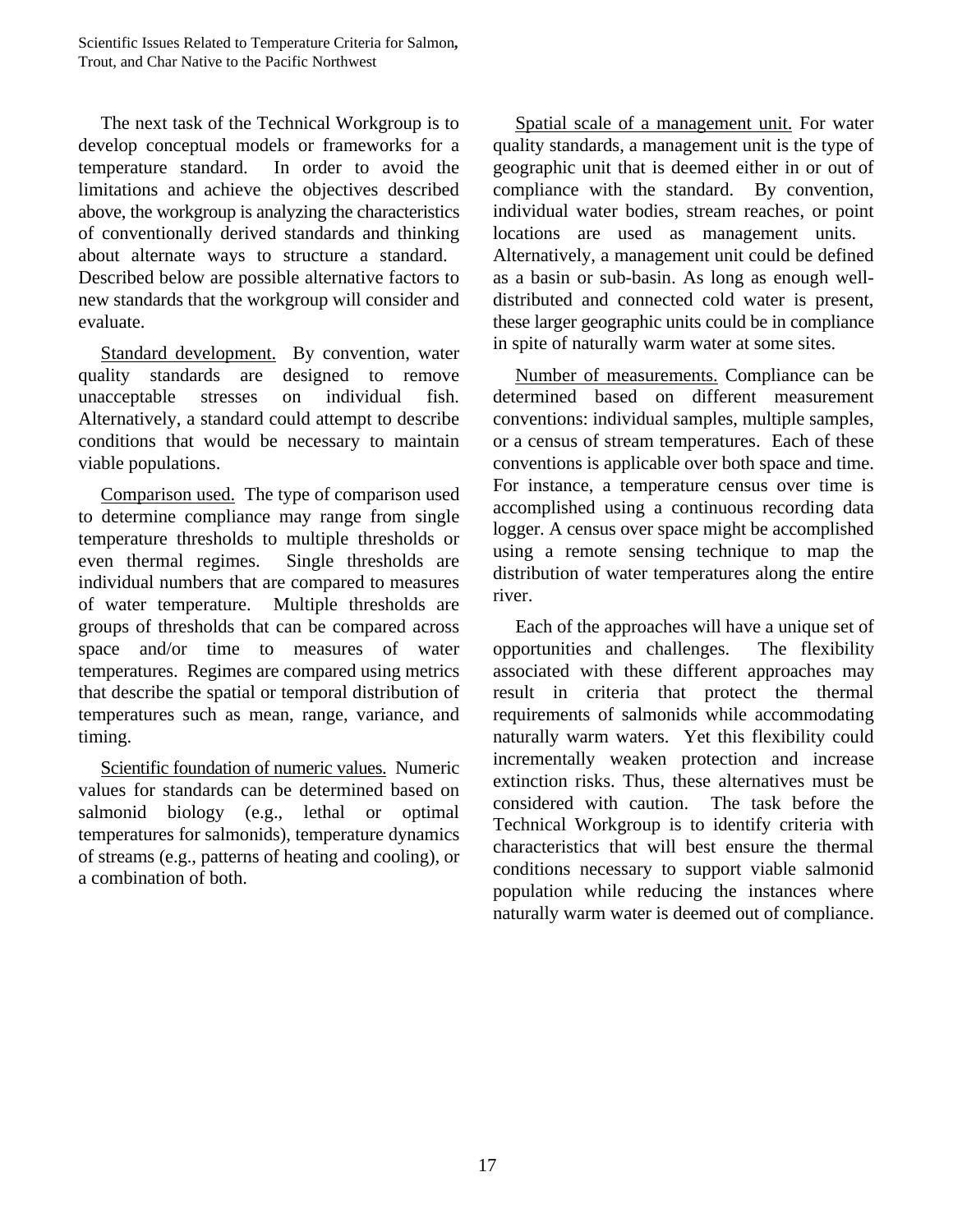The next task of the Technical Workgroup is to develop conceptual models or frameworks for a temperature standard. In order to avoid the limitations and achieve the objectives described above, the workgroup is analyzing the characteristics of conventionally derived standards and thinking about alternate ways to structure a standard. Described below are possible alternative factors to new standards that the workgroup will consider and evaluate.

Standard development. By convention, water quality standards are designed to remove unacceptable stresses on individual fish. Alternatively, a standard could attempt to describe conditions that would be necessary to maintain viable populations.

Comparison used. The type of comparison used to determine compliance may range from single temperature thresholds to multiple thresholds or even thermal regimes. Single thresholds are individual numbers that are compared to measures of water temperature. Multiple thresholds are groups of thresholds that can be compared across space and/or time to measures of water temperatures. Regimes are compared using metrics that describe the spatial or temporal distribution of temperatures such as mean, range, variance, and timing.

Scientific foundation of numeric values. Numeric values for standards can be determined based on salmonid biology (e.g., lethal or optimal temperatures for salmonids), temperature dynamics of streams (e.g., patterns of heating and cooling), or a combination of both.

Spatial scale of a management unit. For water quality standards, a management unit is the type of geographic unit that is deemed either in or out of compliance with the standard. By convention, individual water bodies, stream reaches, or point locations are used as management units. Alternatively, a management unit could be defined as a basin or sub-basin. As long as enough well-distributed and connected cold water is present, these larger geographic units could be in compliance in spite of naturally warm water at some sites.

Number of measurements. Compliance can be determined based on different measurement conventions: individual samples, multiple samples, or a census of stream temperatures. Each of these conventions is applicable over both space and time. For instance, a temperature census over time is accomplished using a continuous recording data logger. A census over space might be accomplished using a remote sensing technique to map the distribution of water temperatures along the entire river.

Each of the approaches will have a unique set of opportunities and challenges. The flexibility associated with these different approaches may result in criteria that protect the thermal requirements of salmonids while accommodating naturally warm waters. Yet this flexibility could incrementally weaken protection and increase extinction risks. Thus, these alternatives must be considered with caution. The task before the Technical Workgroup is to identify criteria with characteristics that will best ensure the thermal conditions necessary to support viable salmonid population while reducing the instances where naturally warm water is deemed out of compliance.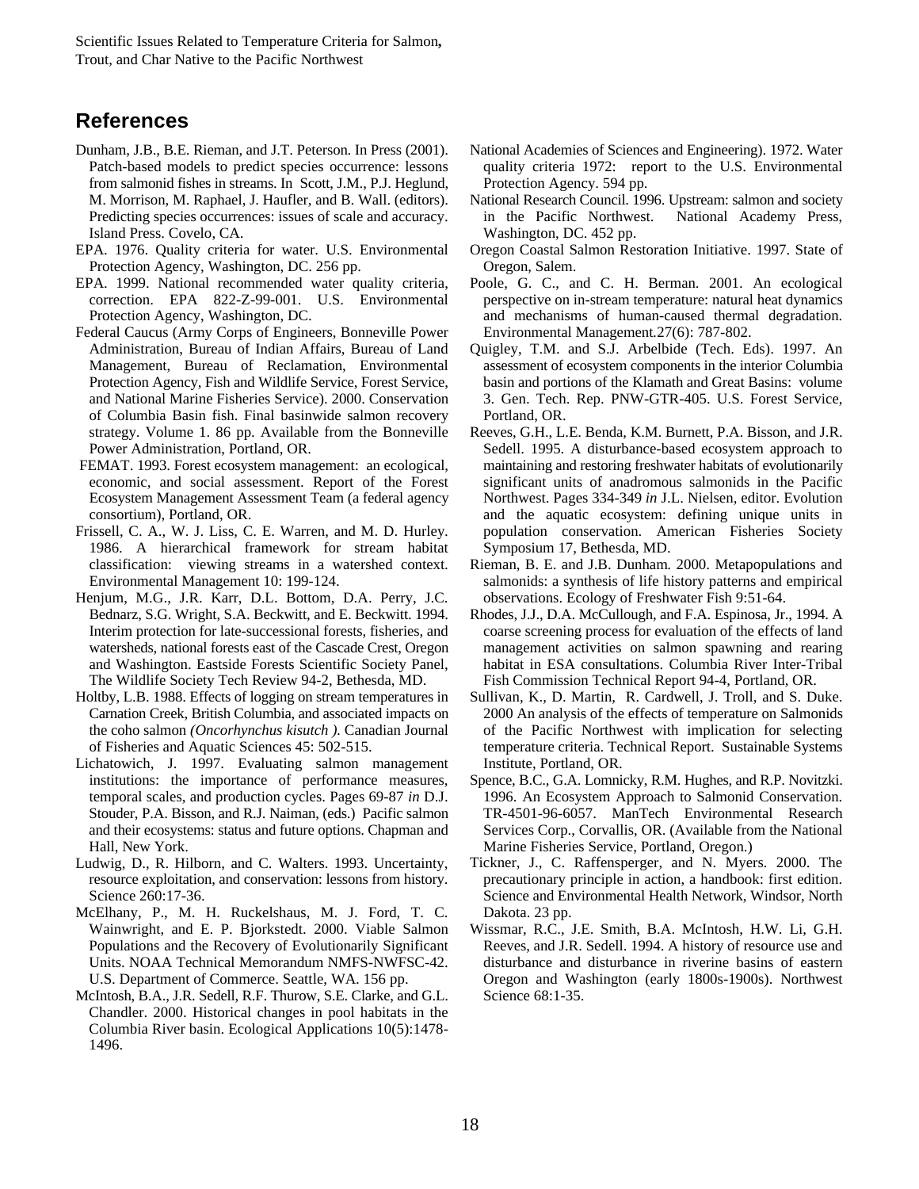## References

Dunham, J.B., B.E. Rieman, and J.T. Peterson. In Press (2001). Patch-based models to predict species occurrence: lessons from salmonid fishes in streams. In Scott, J.M., P.J. Heglund, M. Morrison, M. Raphael, J. Haufler, and B. Wall. (editors). Predicting species occurrences: issues of scale and accuracy. Island Press. Covelo, CA.

EPA. 1976. Quality criteria for water. U.S. Environmental Protection Agency, Washington, DC. 256 pp.

EPA. 1999. National recommended water quality criteria, correction. EPA 822-Z-99-001. U.S. Environmental Protection Agency, Washington, DC.

Federal Caucus (Army Corps of Engineers, Bonneville Power Administration, Bureau of Indian Affairs, Bureau of Land Management, Bureau of Reclamation, Environmental Protection Agency, Fish and Wildlife Service, Forest Service, and National Marine Fisheries Service). 2000. Conservation of Columbia Basin fish. Final basinwide salmon recovery strategy. Volume 1. 86 pp. Available from the Bonneville Power Administration, Portland, OR.

FEMAT. 1993. Forest ecosystem management: an ecological, economic, and social assessment. Report of the Forest Ecosystem Management Assessment Team (a federal agency consortium), Portland, OR.

Frissell, C. A., W. J. Liss, C. E. Warren, and M. D. Hurley. 1986. A hierarchical framework for stream habitat classification: viewing streams in a watershed context. Environmental Management 10: 199-124.

Henjum, M.G., J.R. Karr, D.L. Bottom, D.A. Perry, J.C. Bednarz, S.G. Wright, S.A. Beckwitt, and E. Beckwitt. 1994. Interim protection for late-successional forests, fisheries, and watersheds, national forests east of the Cascade Crest, Oregon and Washington. Eastside Forests Scientific Society Panel, The Wildlife Society Tech Review 94-2, Bethesda, MD.

Holtby, L.B. 1988. Effects of logging on stream temperatures in Carnation Creek, British Columbia, and associated impacts on the coho salmon *(Oncorhynchus kisutch )*. Canadian Journal of Fisheries and Aquatic Sciences 45: 502-515.

Lichatowich, J. 1997. Evaluating salmon management institutions: the importance of performance measures, temporal scales, and production cycles. Pages 69-87 *in* D.J. Stouder, P.A. Bisson, and R.J. Naiman, (eds.) Pacific salmon and their ecosystems: status and future options. Chapman and Hall, New York.

Ludwig, D., R. Hilborn, and C. Walters. 1993. Uncertainty, resource exploitation, and conservation: lessons from history. Science 260:17-36.

McElhany, P., M. H. Ruckelshaus, M. J. Ford, T. C. Wainwright, and E. P. Bjorkstedt. 2000. Viable Salmon Populations and the Recovery of Evolutionarily Significant Units. NOAA Technical Memorandum NMFS-NWFSC-42. U.S. Department of Commerce. Seattle, WA. 156 pp.

McIntosh, B.A., J.R. Sedell, R.F. Thurow, S.E. Clarke, and G.L. Chandler. 2000. Historical changes in pool habitats in the Columbia River basin. Ecological Applications 10(5):1478-1496.

National Academies of Sciences and Engineering). 1972. Water quality criteria 1972: report to the U.S. Environmental Protection Agency. 594 pp.

National Research Council. 1996. Upstream: salmon and society in the Pacific Northwest. National Academy Press, Washington, DC. 452 pp.

Oregon Coastal Salmon Restoration Initiative. 1997. State of Oregon, Salem.

Poole, G. C., and C. H. Berman. 2001. An ecological perspective on in-stream temperature: natural heat dynamics and mechanisms of human-caused thermal degradation. Environmental Management.27(6): 787-802.

Quigley, T.M. and S.J. Arbelbide (Tech. Eds). 1997. An assessment of ecosystem components in the interior Columbia basin and portions of the Klamath and Great Basins: volume 3. Gen. Tech. Rep. PNW-GTR-405. U.S. Forest Service, Portland, OR.

Reeves, G.H., L.E. Benda, K.M. Burnett, P.A. Bisson, and J.R. Sedell. 1995. A disturbance-based ecosystem approach to maintaining and restoring freshwater habitats of evolutionarily significant units of anadromous salmonids in the Pacific Northwest. Pages 334-349 *in* J.L. Nielsen, editor. Evolution and the aquatic ecosystem: defining unique units in population conservation. American Fisheries Society Symposium 17, Bethesda, MD.

Rieman, B. E. and J.B. Dunham. 2000. Metapopulations and salmonids: a synthesis of life history patterns and empirical observations. Ecology of Freshwater Fish 9:51-64.

Rhodes, J.J., D.A. McCullough, and F.A. Espinosa, Jr., 1994. A coarse screening process for evaluation of the effects of land management activities on salmon spawning and rearing habitat in ESA consultations. Columbia River Inter-Tribal Fish Commission Technical Report 94-4, Portland, OR.

Sullivan, K., D. Martin, R. Cardwell, J. Troll, and S. Duke. 2000 An analysis of the effects of temperature on Salmonids of the Pacific Northwest with implication for selecting temperature criteria. Technical Report. Sustainable Systems Institute, Portland, OR.

Spence, B.C., G.A. Lomnicky, R.M. Hughes, and R.P. Novitzki. 1996. An Ecosystem Approach to Salmonid Conservation. TR-4501-96-6057. ManTech Environmental Research Services Corp., Corvallis, OR. (Available from the National Marine Fisheries Service, Portland, Oregon.)

Tickner, J., C. Raffensperger, and N. Myers. 2000. The precautionary principle in action, a handbook: first edition. Science and Environmental Health Network, Windsor, North Dakota. 23 pp.

Wissmar, R.C., J.E. Smith, B.A. McIntosh, H.W. Li, G.H. Reeves, and J.R. Sedell. 1994. A history of resource use and disturbance and disturbance in riverine basins of eastern Oregon and Washington (early 1800s-1900s). Northwest Science 68:1-35.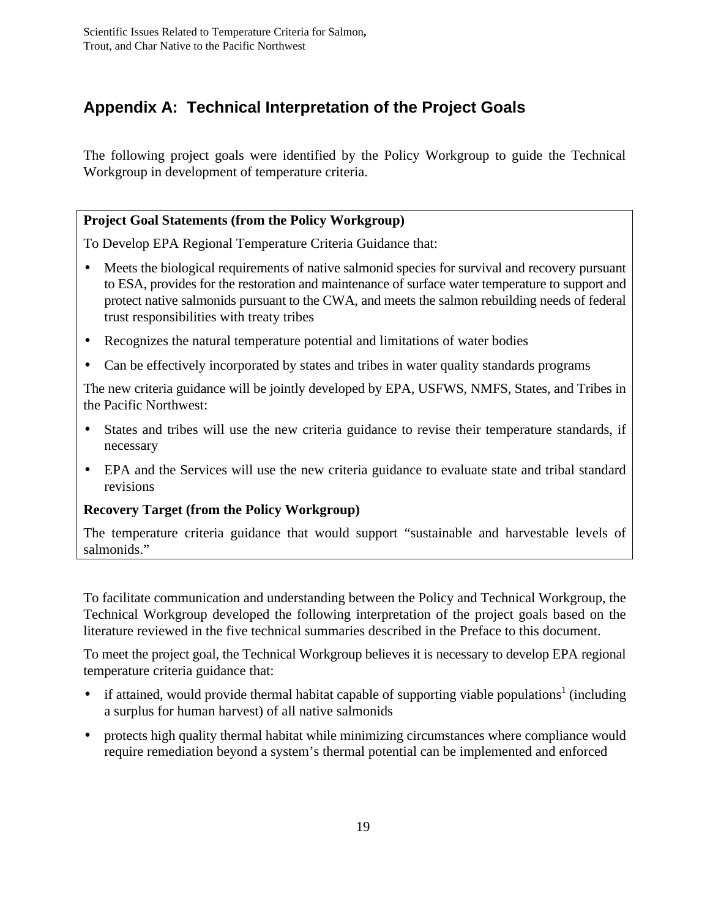# Appendix A: Technical Interpretation of the Project Goals

The following project goals were identified by the Policy Workgroup to guide the Technical Workgroup in development of temperature criteria.

**Project Goal Statements (from the Policy Workgroup)**

To Develop EPA Regional Temperature Criteria Guidance that:

- Meets the biological requirements of native salmonid species for survival and recovery pursuant to ESA, provides for the restoration and maintenance of surface water temperature to support and protect native salmonids pursuant to the CWA, and meets the salmon rebuilding needs of federal trust responsibilities with treaty tribes
- Recognizes the natural temperature potential and limitations of water bodies
- Can be effectively incorporated by states and tribes in water quality standards programs

The new criteria guidance will be jointly developed by EPA, USFWS, NMFS, States, and Tribes in the Pacific Northwest:

- States and tribes will use the new criteria guidance to revise their temperature standards, if necessary
- EPA and the Services will use the new criteria guidance to evaluate state and tribal standard revisions

**Recovery Target (from the Policy Workgroup)**

The temperature criteria guidance that would support "sustainable and harvestable levels of salmonids."

To facilitate communication and understanding between the Policy and Technical Workgroup, the Technical Workgroup developed the following interpretation of the project goals based on the literature reviewed in the five technical summaries described in the Preface to this document.

To meet the project goal, the Technical Workgroup believes it is necessary to develop EPA regional temperature criteria guidance that:

- if attained, would provide thermal habitat capable of supporting viable populations[1] (including a surplus for human harvest) of all native salmonids
- protects high quality thermal habitat while minimizing circumstances where compliance would require remediation beyond a system's thermal potential can be implemented and enforced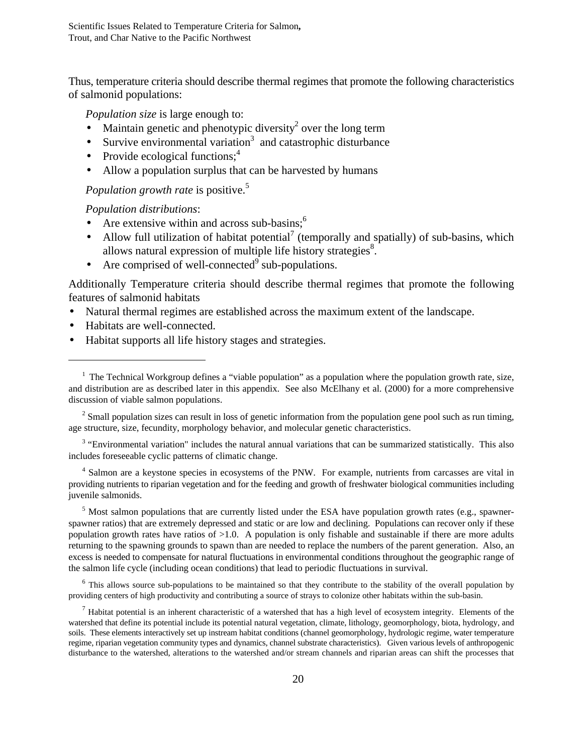Thus, temperature criteria should describe thermal regimes that promote the following characteristics of salmonid populations:

*Population size* is large enough to:

- Maintain genetic and phenotypic diversity[2] over the long term
- Survive environmental variation[3] and catastrophic disturbance
- Provide ecological functions;[4]
- Allow a population surplus that can be harvested by humans

*Population growth rate* is positive.[5]

*Population distributions*:

- Are extensive within and across sub-basins;[6]
- Allow full utilization of habitat potential[7] (temporally and spatially) of sub-basins, which allows natural expression of multiple life history strategies[8].
- Are comprised of well-connected[9] sub-populations.

Additionally Temperature criteria should describe thermal regimes that promote the following features of salmonid habitats

- Natural thermal regimes are established across the maximum extent of the landscape.
- Habitats are well-connected.
- Habitat supports all life history stages and strategies.

---

[1] The Technical Workgroup defines a "viable population" as a population where the population growth rate, size, and distribution are as described later in this appendix. See also McElhany et al. (2000) for a more comprehensive discussion of viable salmon populations.

[2] Small population sizes can result in loss of genetic information from the population gene pool such as run timing, age structure, size, fecundity, morphology behavior, and molecular genetic characteristics.

[3] "Environmental variation" includes the natural annual variations that can be summarized statistically. This also includes foreseeable cyclic patterns of climatic change.

[4] Salmon are a keystone species in ecosystems of the PNW. For example, nutrients from carcasses are vital in providing nutrients to riparian vegetation and for the feeding and growth of freshwater biological communities including juvenile salmonids.

[5] Most salmon populations that are currently listed under the ESA have population growth rates (e.g., spawner-spawner ratios) that are extremely depressed and static or are low and declining. Populations can recover only if these population growth rates have ratios of >1.0. A population is only fishable and sustainable if there are more adults returning to the spawning grounds to spawn than are needed to replace the numbers of the parent generation. Also, an excess is needed to compensate for natural fluctuations in environmental conditions throughout the geographic range of the salmon life cycle (including ocean conditions) that lead to periodic fluctuations in survival.

[6] This allows source sub-populations to be maintained so that they contribute to the stability of the overall population by providing centers of high productivity and contributing a source of strays to colonize other habitats within the sub-basin.

[7] Habitat potential is an inherent characteristic of a watershed that has a high level of ecosystem integrity. Elements of the watershed that define its potential include its potential natural vegetation, climate, lithology, geomorphology, biota, hydrology, and soils. These elements interactively set up instream habitat conditions (channel geomorphology, hydrologic regime, water temperature regime, riparian vegetation community types and dynamics, channel substrate characteristics). Given various levels of anthropogenic disturbance to the watershed, alterations to the watershed and/or stream channels and riparian areas can shift the processes that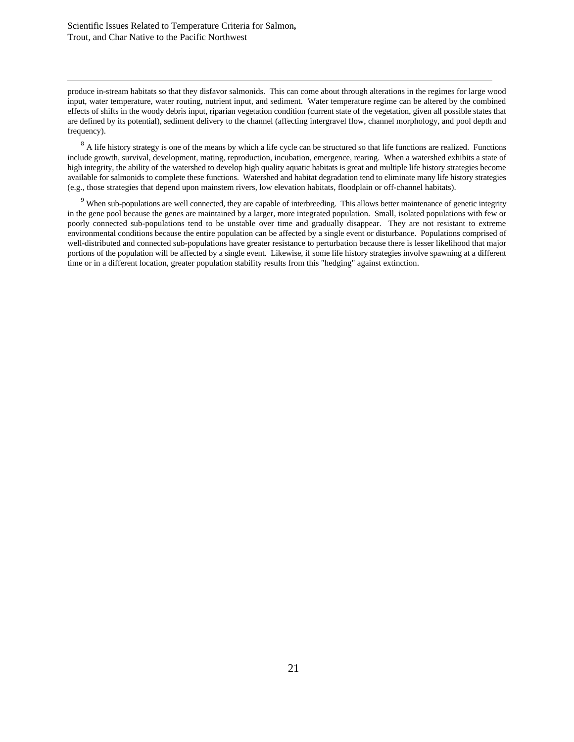produce in-stream habitats so that they disfavor salmonids. This can come about through alterations in the regimes for large wood input, water temperature, water routing, nutrient input, and sediment. Water temperature regime can be altered by the combined effects of shifts in the woody debris input, riparian vegetation condition (current state of the vegetation, given all possible states that are defined by its potential), sediment delivery to the channel (affecting intergravel flow, channel morphology, and pool depth and frequency).

[8] A life history strategy is one of the means by which a life cycle can be structured so that life functions are realized. Functions include growth, survival, development, mating, reproduction, incubation, emergence, rearing. When a watershed exhibits a state of high integrity, the ability of the watershed to develop high quality aquatic habitats is great and multiple life history strategies become available for salmonids to complete these functions. Watershed and habitat degradation tend to eliminate many life history strategies (e.g., those strategies that depend upon mainstem rivers, low elevation habitats, floodplain or off-channel habitats).

[9] When sub-populations are well connected, they are capable of interbreeding. This allows better maintenance of genetic integrity in the gene pool because the genes are maintained by a larger, more integrated population. Small, isolated populations with few or poorly connected sub-populations tend to be unstable over time and gradually disappear. They are not resistant to extreme environmental conditions because the entire population can be affected by a single event or disturbance. Populations comprised of well-distributed and connected sub-populations have greater resistance to perturbation because there is lesser likelihood that major portions of the population will be affected by a single event. Likewise, if some life history strategies involve spawning at a different time or in a different location, greater population stability results from this "hedging" against extinction.